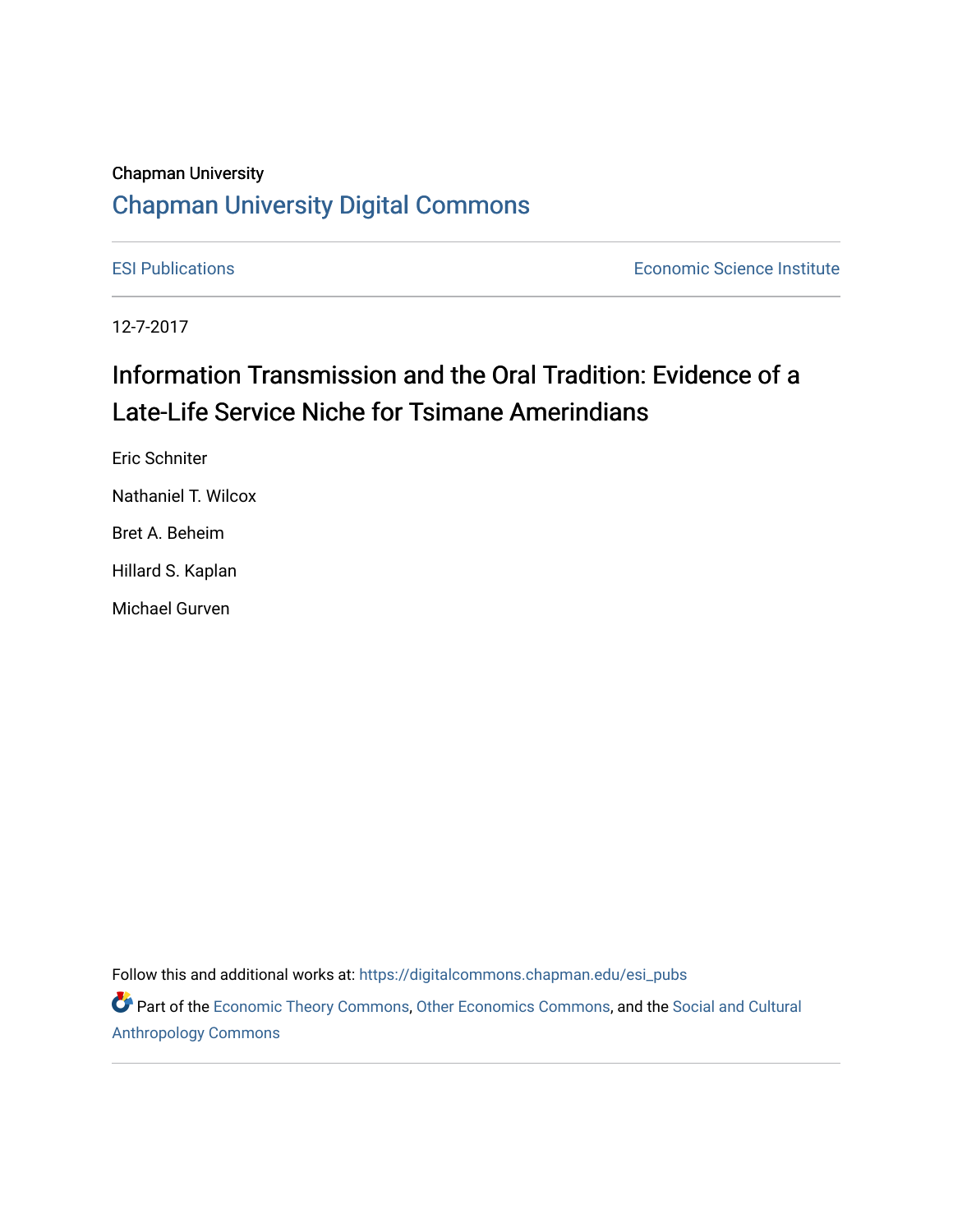Chapman University

# Chapman University Digital Commons

ESI Publications | Economic Science Institute

12-7-2017

## Information Transmission and the Oral Tradition: Evidence of a Late-Life Service Niche for Tsimane Amerindians

Eric Schniter

Nathaniel T. Wilcox

Bret A. Beheim

Hillard S. Kaplan

Michael Gurven

Follow this and additional works at: https://digitalcommons.chapman.edu/esi_pubs

Part of the Economic Theory Commons, Other Economics Commons, and the Social and Cultural Anthropology Commons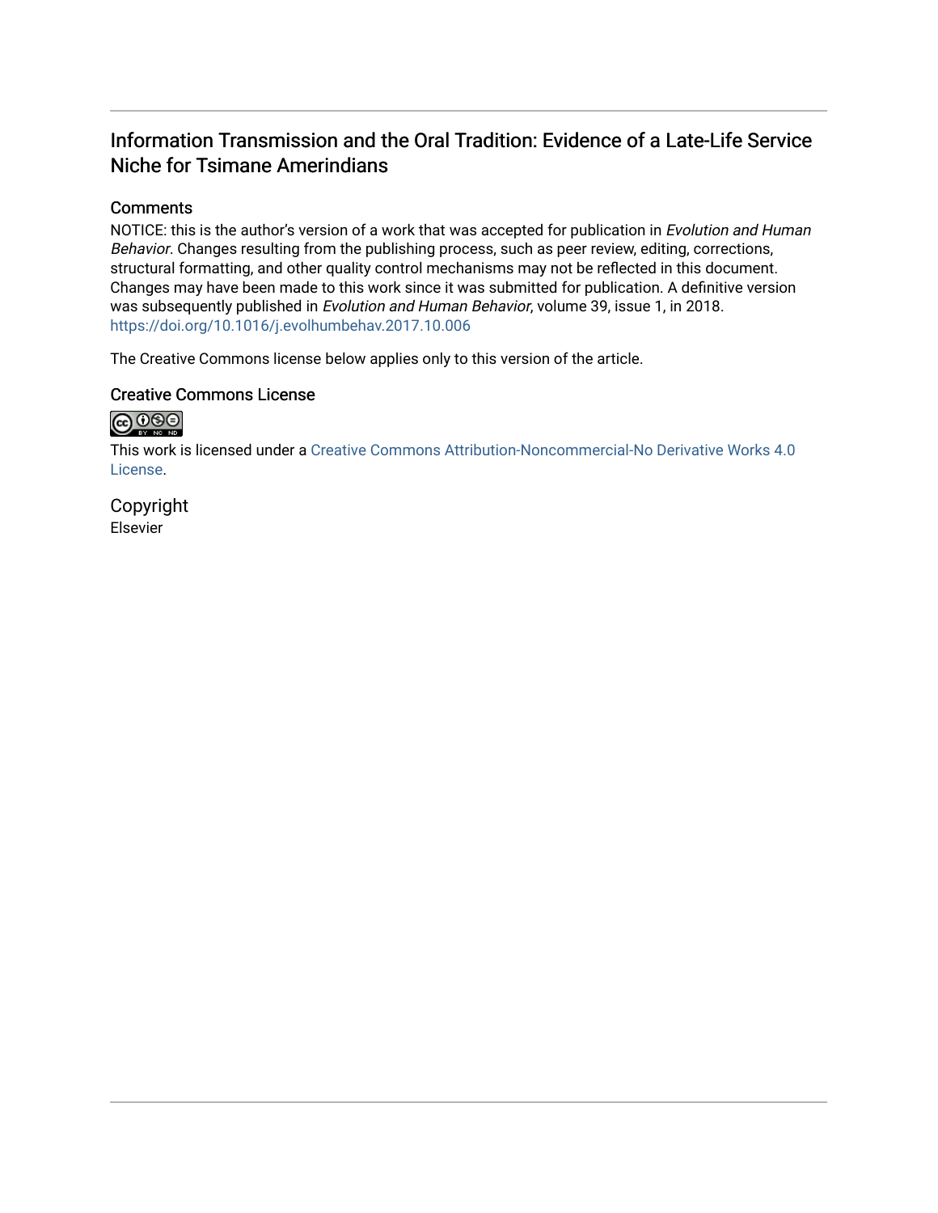# Information Transmission and the Oral Tradition: Evidence of a Late-Life Service Niche for Tsimane Amerindians

## Comments

NOTICE: this is the author's version of a work that was accepted for publication in *Evolution and Human Behavior*. Changes resulting from the publishing process, such as peer review, editing, corrections, structural formatting, and other quality control mechanisms may not be reflected in this document. Changes may have been made to this work since it was submitted for publication. A definitive version was subsequently published in *Evolution and Human Behavior*, volume 39, issue 1, in 2018. https://doi.org/10.1016/j.evolhumbehav.2017.10.006

The Creative Commons license below applies only to this version of the article.

## Creative Commons License

This work is licensed under a Creative Commons Attribution-Noncommercial-No Derivative Works 4.0 License.

## Copyright

Elsevier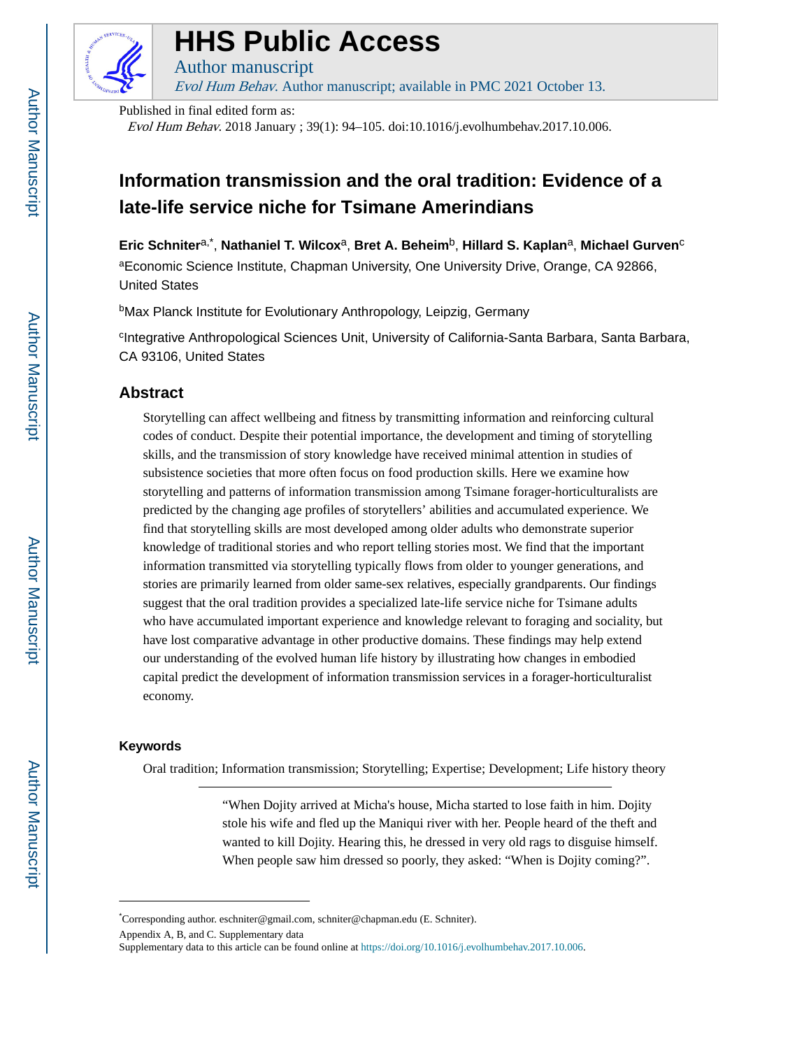# Information transmission and the oral tradition: Evidence of a late-life service niche for Tsimane Amerindians

**Eric Schniter**[a,*], **Nathaniel T. Wilcox**[a], **Bret A. Beheim**[b], **Hillard S. Kaplan**[a], **Michael Gurven**[c]

[a]Economic Science Institute, Chapman University, One University Drive, Orange, CA 92866, United States

[b]Max Planck Institute for Evolutionary Anthropology, Leipzig, Germany

[c]Integrative Anthropological Sciences Unit, University of California-Santa Barbara, Santa Barbara, CA 93106, United States

## Abstract

Storytelling can affect wellbeing and fitness by transmitting information and reinforcing cultural codes of conduct. Despite their potential importance, the development and timing of storytelling skills, and the transmission of story knowledge have received minimal attention in studies of subsistence societies that more often focus on food production skills. Here we examine how storytelling and patterns of information transmission among Tsimane forager-horticulturalists are predicted by the changing age profiles of storytellers' abilities and accumulated experience. We find that storytelling skills are most developed among older adults who demonstrate superior knowledge of traditional stories and who report telling stories most. We find that the important information transmitted via storytelling typically flows from older to younger generations, and stories are primarily learned from older same-sex relatives, especially grandparents. Our findings suggest that the oral tradition provides a specialized late-life service niche for Tsimane adults who have accumulated important experience and knowledge relevant to foraging and sociality, but have lost comparative advantage in other productive domains. These findings may help extend our understanding of the evolved human life history by illustrating how changes in embodied capital predict the development of information transmission services in a forager-horticulturalist economy.

### Keywords

Oral tradition; Information transmission; Storytelling; Expertise; Development; Life history theory

---

> "When Dojity arrived at Micha's house, Micha started to lose faith in him. Dojity stole his wife and fled up the Maniqui river with her. People heard of the theft and wanted to kill Dojity. Hearing this, he dressed in very old rags to disguise himself. When people saw him dressed so poorly, they asked: "When is Dojity coming?".

---

*Corresponding author. eschniter@gmail.com, schniter@chapman.edu (E. Schniter).

Appendix A, B, and C. Supplementary data

Supplementary data to this article can be found online at https://doi.org/10.1016/j.evolhumbehav.2017.10.006.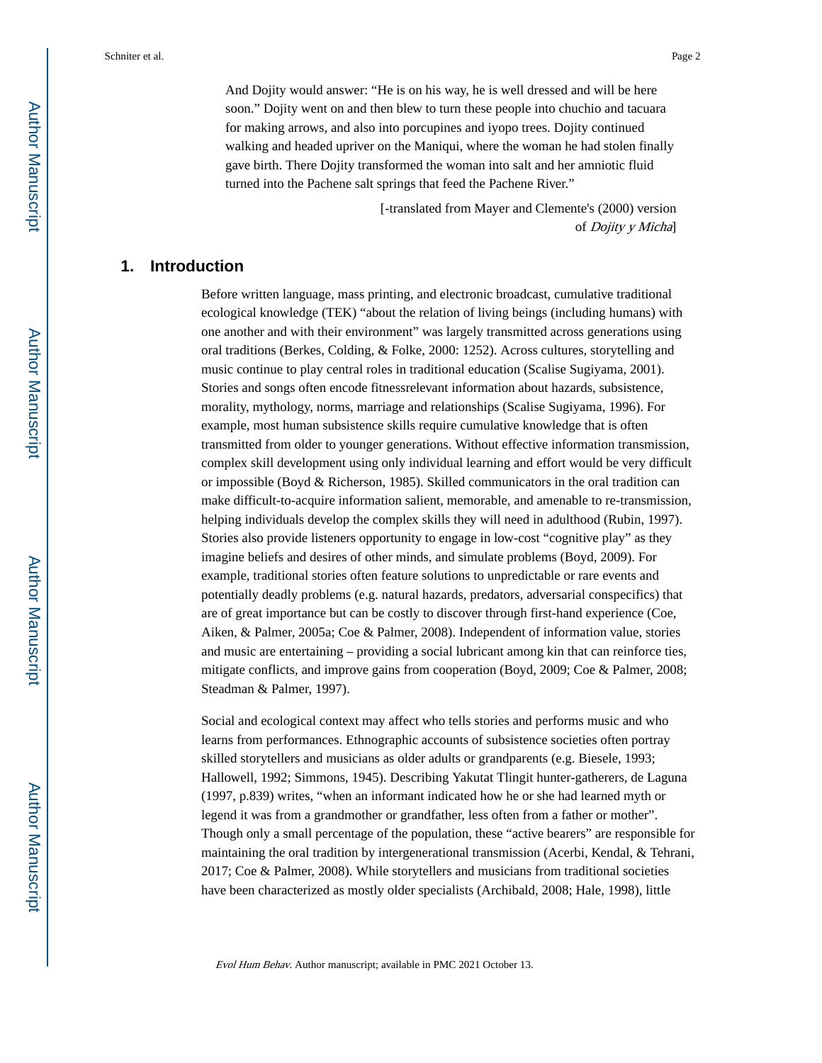And Dojity would answer: "He is on his way, he is well dressed and will be here soon." Dojity went on and then blew to turn these people into chuchio and tacuara for making arrows, and also into porcupines and iyopo trees. Dojity continued walking and headed upriver on the Maniqui, where the woman he had stolen finally gave birth. There Dojity transformed the woman into salt and her amniotic fluid turned into the Pachene salt springs that feed the Pachene River."

[-translated from Mayer and Clemente's (2000) version of *Dojity y Micha*]

## 1. Introduction

Before written language, mass printing, and electronic broadcast, cumulative traditional ecological knowledge (TEK) "about the relation of living beings (including humans) with one another and with their environment" was largely transmitted across generations using oral traditions (Berkes, Colding, & Folke, 2000: 1252). Across cultures, storytelling and music continue to play central roles in traditional education (Scalise Sugiyama, 2001). Stories and songs often encode fitnessrelevant information about hazards, subsistence, morality, mythology, norms, marriage and relationships (Scalise Sugiyama, 1996). For example, most human subsistence skills require cumulative knowledge that is often transmitted from older to younger generations. Without effective information transmission, complex skill development using only individual learning and effort would be very difficult or impossible (Boyd & Richerson, 1985). Skilled communicators in the oral tradition can make difficult-to-acquire information salient, memorable, and amenable to re-transmission, helping individuals develop the complex skills they will need in adulthood (Rubin, 1997). Stories also provide listeners opportunity to engage in low-cost "cognitive play" as they imagine beliefs and desires of other minds, and simulate problems (Boyd, 2009). For example, traditional stories often feature solutions to unpredictable or rare events and potentially deadly problems (e.g. natural hazards, predators, adversarial conspecifics) that are of great importance but can be costly to discover through first-hand experience (Coe, Aiken, & Palmer, 2005a; Coe & Palmer, 2008). Independent of information value, stories and music are entertaining – providing a social lubricant among kin that can reinforce ties, mitigate conflicts, and improve gains from cooperation (Boyd, 2009; Coe & Palmer, 2008; Steadman & Palmer, 1997).

Social and ecological context may affect who tells stories and performs music and who learns from performances. Ethnographic accounts of subsistence societies often portray skilled storytellers and musicians as older adults or grandparents (e.g. Biesele, 1993; Hallowell, 1992; Simmons, 1945). Describing Yakutat Tlingit hunter-gatherers, de Laguna (1997, p.839) writes, "when an informant indicated how he or she had learned myth or legend it was from a grandmother or grandfather, less often from a father or mother". Though only a small percentage of the population, these "active bearers" are responsible for maintaining the oral tradition by intergenerational transmission (Acerbi, Kendal, & Tehrani, 2017; Coe & Palmer, 2008). While storytellers and musicians from traditional societies have been characterized as mostly older specialists (Archibald, 2008; Hale, 1998), little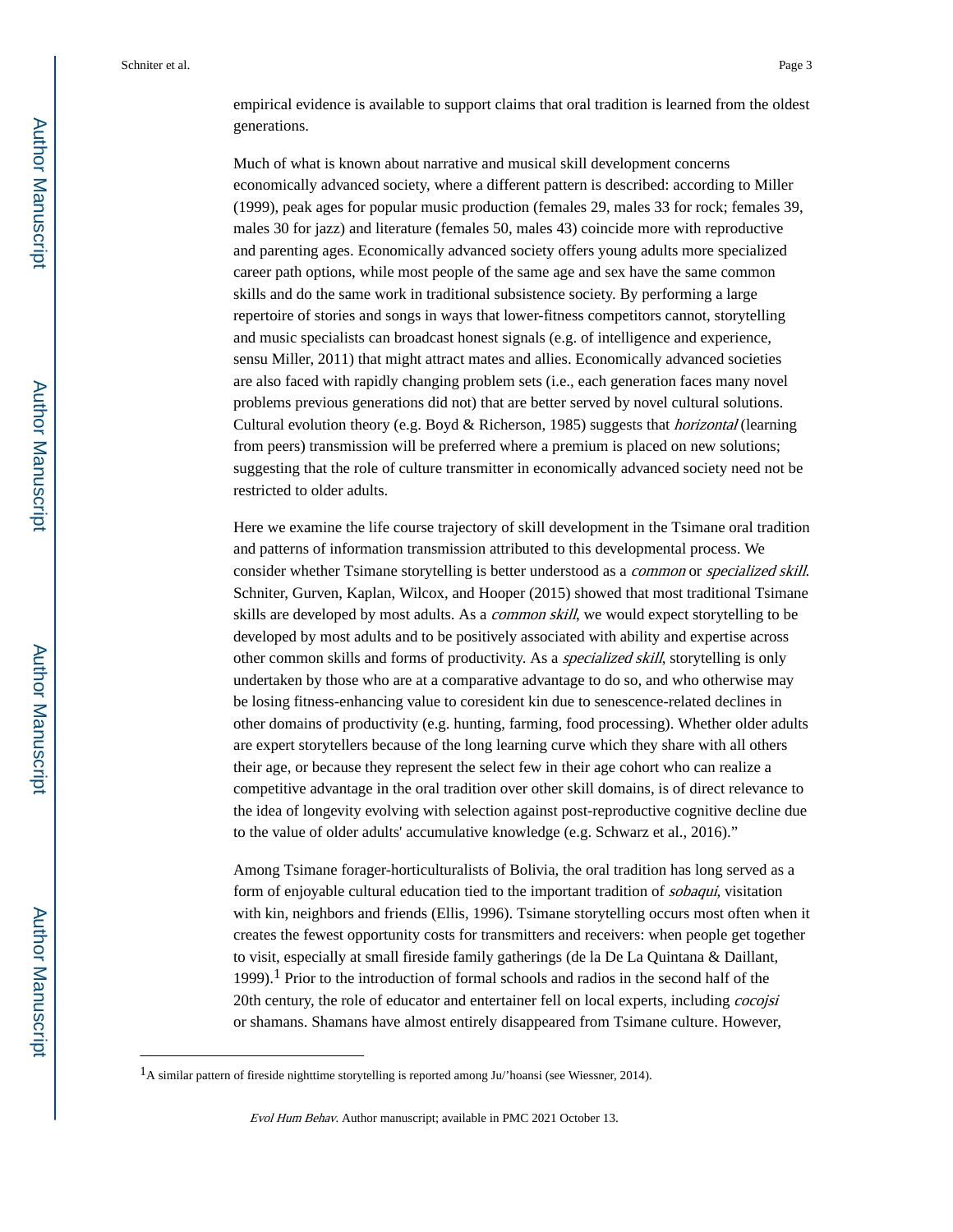empirical evidence is available to support claims that oral tradition is learned from the oldest generations.

Much of what is known about narrative and musical skill development concerns economically advanced society, where a different pattern is described: according to Miller (1999), peak ages for popular music production (females 29, males 33 for rock; females 39, males 30 for jazz) and literature (females 50, males 43) coincide more with reproductive and parenting ages. Economically advanced society offers young adults more specialized career path options, while most people of the same age and sex have the same common skills and do the same work in traditional subsistence society. By performing a large repertoire of stories and songs in ways that lower-fitness competitors cannot, storytelling and music specialists can broadcast honest signals (e.g. of intelligence and experience, sensu Miller, 2011) that might attract mates and allies. Economically advanced societies are also faced with rapidly changing problem sets (i.e., each generation faces many novel problems previous generations did not) that are better served by novel cultural solutions. Cultural evolution theory (e.g. Boyd & Richerson, 1985) suggests that *horizontal* (learning from peers) transmission will be preferred where a premium is placed on new solutions; suggesting that the role of culture transmitter in economically advanced society need not be restricted to older adults.

Here we examine the life course trajectory of skill development in the Tsimane oral tradition and patterns of information transmission attributed to this developmental process. We consider whether Tsimane storytelling is better understood as a *common* or *specialized skill*. Schniter, Gurven, Kaplan, Wilcox, and Hooper (2015) showed that most traditional Tsimane skills are developed by most adults. As a *common skill*, we would expect storytelling to be developed by most adults and to be positively associated with ability and expertise across other common skills and forms of productivity. As a *specialized skill*, storytelling is only undertaken by those who are at a comparative advantage to do so, and who otherwise may be losing fitness-enhancing value to coresident kin due to senescence-related declines in other domains of productivity (e.g. hunting, farming, food processing). Whether older adults are expert storytellers because of the long learning curve which they share with all others their age, or because they represent the select few in their age cohort who can realize a competitive advantage in the oral tradition over other skill domains, is of direct relevance to the idea of longevity evolving with selection against post-reproductive cognitive decline due to the value of older adults' accumulative knowledge (e.g. Schwarz et al., 2016)."

Among Tsimane forager-horticulturalists of Bolivia, the oral tradition has long served as a form of enjoyable cultural education tied to the important tradition of *sobaqui*, visitation with kin, neighbors and friends (Ellis, 1996). Tsimane storytelling occurs most often when it creates the fewest opportunity costs for transmitters and receivers: when people get together to visit, especially at small fireside family gatherings (de la De La Quintana & Daillant, 1999).[1] Prior to the introduction of formal schools and radios in the second half of the 20th century, the role of educator and entertainer fell on local experts, including *cocojsi* or shamans. Shamans have almost entirely disappeared from Tsimane culture. However,

[1]A similar pattern of fireside nighttime storytelling is reported among Ju/'hoansi (see Wiessner, 2014).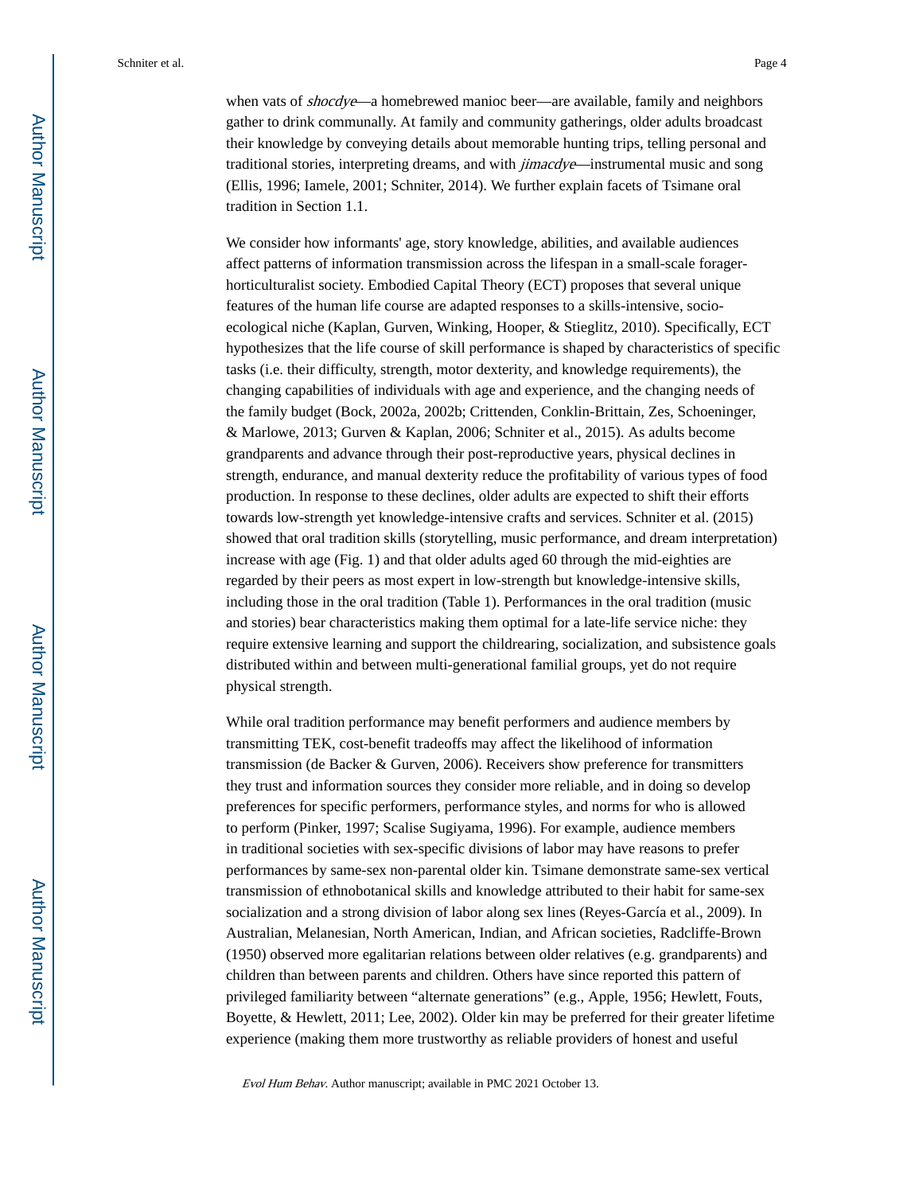when vats of *shocdye*—a homebrewed manioc beer—are available, family and neighbors gather to drink communally. At family and community gatherings, older adults broadcast their knowledge by conveying details about memorable hunting trips, telling personal and traditional stories, interpreting dreams, and with *jimacdye*—instrumental music and song (Ellis, 1996; Iamele, 2001; Schniter, 2014). We further explain facets of Tsimane oral tradition in Section 1.1.

We consider how informants' age, story knowledge, abilities, and available audiences affect patterns of information transmission across the lifespan in a small-scale forager-horticulturalist society. Embodied Capital Theory (ECT) proposes that several unique features of the human life course are adapted responses to a skills-intensive, socio-ecological niche (Kaplan, Gurven, Winking, Hooper, & Stieglitz, 2010). Specifically, ECT hypothesizes that the life course of skill performance is shaped by characteristics of specific tasks (i.e. their difficulty, strength, motor dexterity, and knowledge requirements), the changing capabilities of individuals with age and experience, and the changing needs of the family budget (Bock, 2002a, 2002b; Crittenden, Conklin-Brittain, Zes, Schoeninger, & Marlowe, 2013; Gurven & Kaplan, 2006; Schniter et al., 2015). As adults become grandparents and advance through their post-reproductive years, physical declines in strength, endurance, and manual dexterity reduce the profitability of various types of food production. In response to these declines, older adults are expected to shift their efforts towards low-strength yet knowledge-intensive crafts and services. Schniter et al. (2015) showed that oral tradition skills (storytelling, music performance, and dream interpretation) increase with age (Fig. 1) and that older adults aged 60 through the mid-eighties are regarded by their peers as most expert in low-strength but knowledge-intensive skills, including those in the oral tradition (Table 1). Performances in the oral tradition (music and stories) bear characteristics making them optimal for a late-life service niche: they require extensive learning and support the childrearing, socialization, and subsistence goals distributed within and between multi-generational familial groups, yet do not require physical strength.

While oral tradition performance may benefit performers and audience members by transmitting TEK, cost-benefit tradeoffs may affect the likelihood of information transmission (de Backer & Gurven, 2006). Receivers show preference for transmitters they trust and information sources they consider more reliable, and in doing so develop preferences for specific performers, performance styles, and norms for who is allowed to perform (Pinker, 1997; Scalise Sugiyama, 1996). For example, audience members in traditional societies with sex-specific divisions of labor may have reasons to prefer performances by same-sex non-parental older kin. Tsimane demonstrate same-sex vertical transmission of ethnobotanical skills and knowledge attributed to their habit for same-sex socialization and a strong division of labor along sex lines (Reyes-García et al., 2009). In Australian, Melanesian, North American, Indian, and African societies, Radcliffe-Brown (1950) observed more egalitarian relations between older relatives (e.g. grandparents) and children than between parents and children. Others have since reported this pattern of privileged familiarity between "alternate generations" (e.g., Apple, 1956; Hewlett, Fouts, Boyette, & Hewlett, 2011; Lee, 2002). Older kin may be preferred for their greater lifetime experience (making them more trustworthy as reliable providers of honest and useful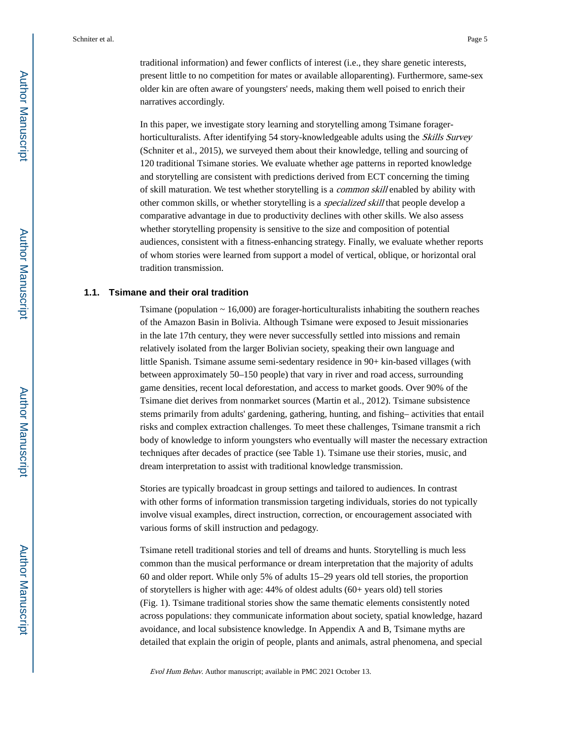traditional information) and fewer conflicts of interest (i.e., they share genetic interests, present little to no competition for mates or available alloparenting). Furthermore, same-sex older kin are often aware of youngsters' needs, making them well poised to enrich their narratives accordingly.

In this paper, we investigate story learning and storytelling among Tsimane forager-horticulturalists. After identifying 54 story-knowledgeable adults using the *Skills Survey* (Schniter et al., 2015), we surveyed them about their knowledge, telling and sourcing of 120 traditional Tsimane stories. We evaluate whether age patterns in reported knowledge and storytelling are consistent with predictions derived from ECT concerning the timing of skill maturation. We test whether storytelling is a *common skill* enabled by ability with other common skills, or whether storytelling is a *specialized skill* that people develop a comparative advantage in due to productivity declines with other skills. We also assess whether storytelling propensity is sensitive to the size and composition of potential audiences, consistent with a fitness-enhancing strategy. Finally, we evaluate whether reports of whom stories were learned from support a model of vertical, oblique, or horizontal oral tradition transmission.

### 1.1. Tsimane and their oral tradition

Tsimane (population ~ 16,000) are forager-horticulturalists inhabiting the southern reaches of the Amazon Basin in Bolivia. Although Tsimane were exposed to Jesuit missionaries in the late 17th century, they were never successfully settled into missions and remain relatively isolated from the larger Bolivian society, speaking their own language and little Spanish. Tsimane assume semi-sedentary residence in 90+ kin-based villages (with between approximately 50–150 people) that vary in river and road access, surrounding game densities, recent local deforestation, and access to market goods. Over 90% of the Tsimane diet derives from nonmarket sources (Martin et al., 2012). Tsimane subsistence stems primarily from adults' gardening, gathering, hunting, and fishing– activities that entail risks and complex extraction challenges. To meet these challenges, Tsimane transmit a rich body of knowledge to inform youngsters who eventually will master the necessary extraction techniques after decades of practice (see Table 1). Tsimane use their stories, music, and dream interpretation to assist with traditional knowledge transmission.

Stories are typically broadcast in group settings and tailored to audiences. In contrast with other forms of information transmission targeting individuals, stories do not typically involve visual examples, direct instruction, correction, or encouragement associated with various forms of skill instruction and pedagogy.

Tsimane retell traditional stories and tell of dreams and hunts. Storytelling is much less common than the musical performance or dream interpretation that the majority of adults 60 and older report. While only 5% of adults 15–29 years old tell stories, the proportion of storytellers is higher with age: 44% of oldest adults (60+ years old) tell stories (Fig. 1). Tsimane traditional stories show the same thematic elements consistently noted across populations: they communicate information about society, spatial knowledge, hazard avoidance, and local subsistence knowledge. In Appendix A and B, Tsimane myths are detailed that explain the origin of people, plants and animals, astral phenomena, and special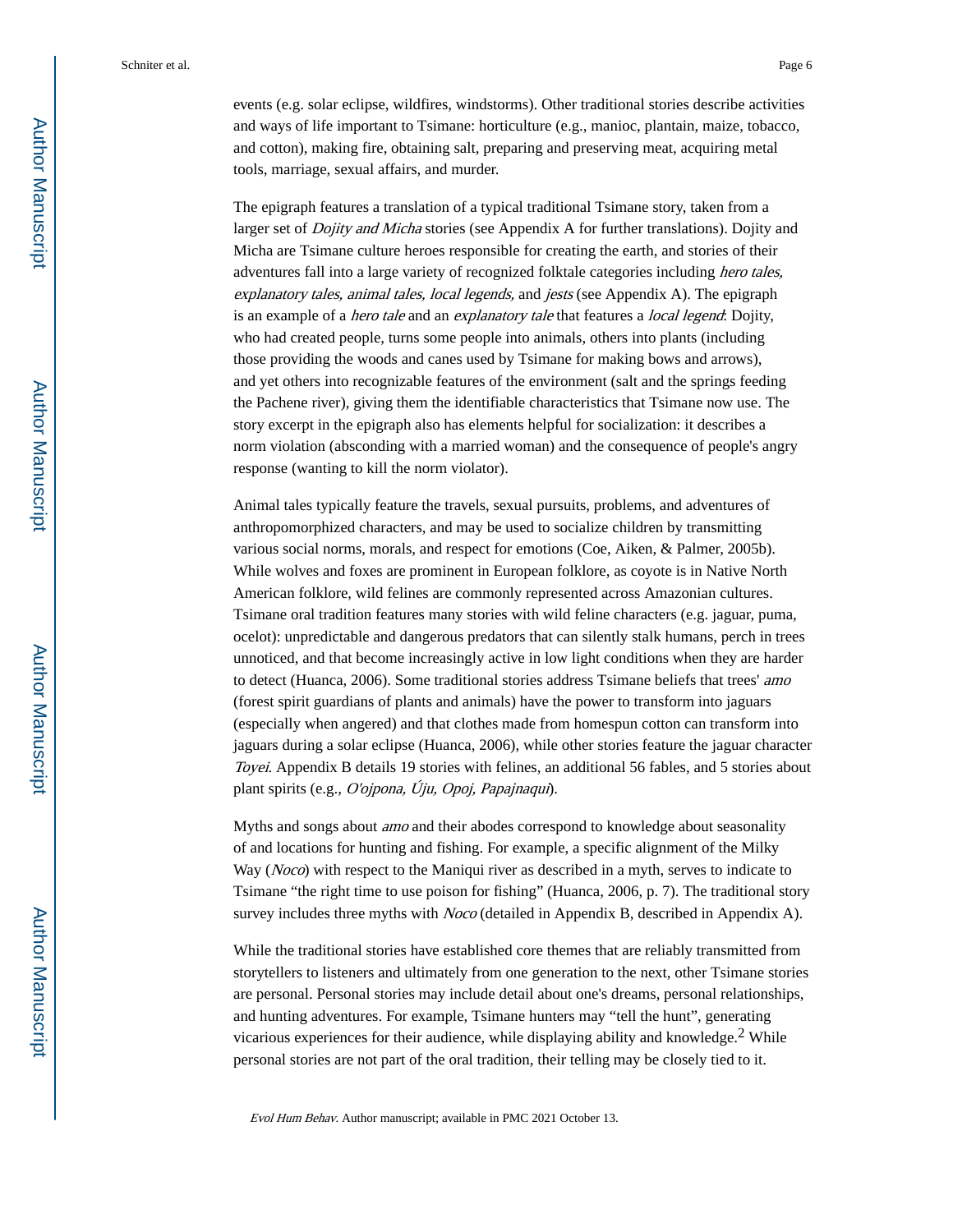events (e.g. solar eclipse, wildfires, windstorms). Other traditional stories describe activities and ways of life important to Tsimane: horticulture (e.g., manioc, plantain, maize, tobacco, and cotton), making fire, obtaining salt, preparing and preserving meat, acquiring metal tools, marriage, sexual affairs, and murder.

The epigraph features a translation of a typical traditional Tsimane story, taken from a larger set of *Dojity and Micha* stories (see Appendix A for further translations). Dojity and Micha are Tsimane culture heroes responsible for creating the earth, and stories of their adventures fall into a large variety of recognized folktale categories including *hero tales, explanatory tales, animal tales, local legends,* and *jests* (see Appendix A). The epigraph is an example of a *hero tale* and an *explanatory tale* that features a *local legend*: Dojity, who had created people, turns some people into animals, others into plants (including those providing the woods and canes used by Tsimane for making bows and arrows), and yet others into recognizable features of the environment (salt and the springs feeding the Pachene river), giving them the identifiable characteristics that Tsimane now use. The story excerpt in the epigraph also has elements helpful for socialization: it describes a norm violation (absconding with a married woman) and the consequence of people's angry response (wanting to kill the norm violator).

Animal tales typically feature the travels, sexual pursuits, problems, and adventures of anthropomorphized characters, and may be used to socialize children by transmitting various social norms, morals, and respect for emotions (Coe, Aiken, & Palmer, 2005b). While wolves and foxes are prominent in European folklore, as coyote is in Native North American folklore, wild felines are commonly represented across Amazonian cultures. Tsimane oral tradition features many stories with wild feline characters (e.g. jaguar, puma, ocelot): unpredictable and dangerous predators that can silently stalk humans, perch in trees unnoticed, and that become increasingly active in low light conditions when they are harder to detect (Huanca, 2006). Some traditional stories address Tsimane beliefs that trees' *amo* (forest spirit guardians of plants and animals) have the power to transform into jaguars (especially when angered) and that clothes made from homespun cotton can transform into jaguars during a solar eclipse (Huanca, 2006), while other stories feature the jaguar character *Toyei*. Appendix B details 19 stories with felines, an additional 56 fables, and 5 stories about plant spirits (e.g., *O'ojpona, Úju, Opoj, Papajnaqui*).

Myths and songs about *amo* and their abodes correspond to knowledge about seasonality of and locations for hunting and fishing. For example, a specific alignment of the Milky Way (*Noco*) with respect to the Maniqui river as described in a myth, serves to indicate to Tsimane "the right time to use poison for fishing" (Huanca, 2006, p. 7). The traditional story survey includes three myths with *Noco* (detailed in Appendix B, described in Appendix A).

While the traditional stories have established core themes that are reliably transmitted from storytellers to listeners and ultimately from one generation to the next, other Tsimane stories are personal. Personal stories may include detail about one's dreams, personal relationships, and hunting adventures. For example, Tsimane hunters may "tell the hunt", generating vicarious experiences for their audience, while displaying ability and knowledge.[2] While personal stories are not part of the oral tradition, their telling may be closely tied to it.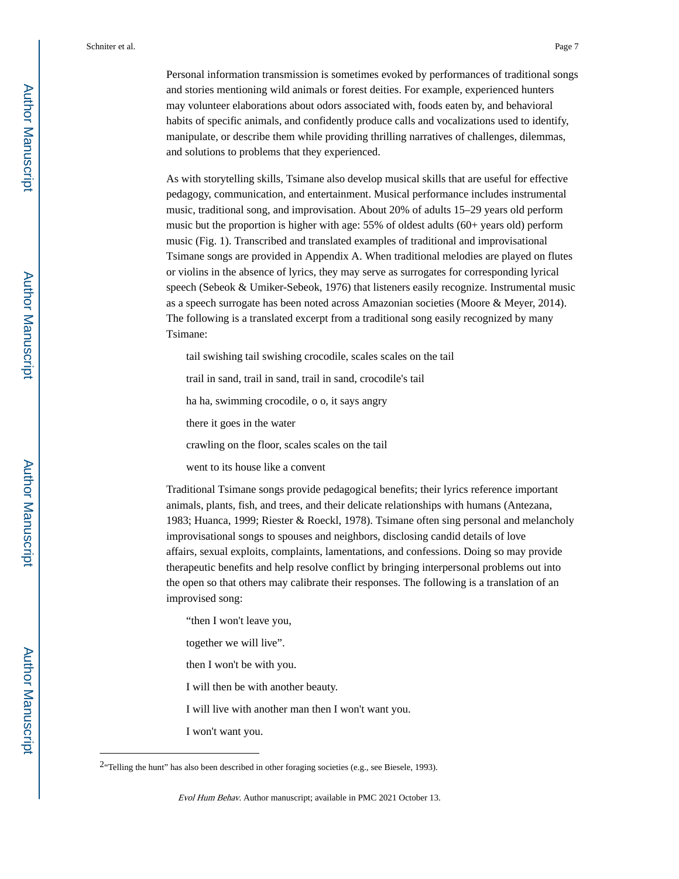Personal information transmission is sometimes evoked by performances of traditional songs and stories mentioning wild animals or forest deities. For example, experienced hunters may volunteer elaborations about odors associated with, foods eaten by, and behavioral habits of specific animals, and confidently produce calls and vocalizations used to identify, manipulate, or describe them while providing thrilling narratives of challenges, dilemmas, and solutions to problems that they experienced.

As with storytelling skills, Tsimane also develop musical skills that are useful for effective pedagogy, communication, and entertainment. Musical performance includes instrumental music, traditional song, and improvisation. About 20% of adults 15–29 years old perform music but the proportion is higher with age: 55% of oldest adults (60+ years old) perform music (Fig. 1). Transcribed and translated examples of traditional and improvisational Tsimane songs are provided in Appendix A. When traditional melodies are played on flutes or violins in the absence of lyrics, they may serve as surrogates for corresponding lyrical speech (Sebeok & Umiker-Sebeok, 1976) that listeners easily recognize. Instrumental music as a speech surrogate has been noted across Amazonian societies (Moore & Meyer, 2014). The following is a translated excerpt from a traditional song easily recognized by many Tsimane:

> tail swishing tail swishing crocodile, scales scales on the tail
>
> trail in sand, trail in sand, trail in sand, crocodile's tail
>
> ha ha, swimming crocodile, o o, it says angry
>
> there it goes in the water
>
> crawling on the floor, scales scales on the tail
>
> went to its house like a convent

Traditional Tsimane songs provide pedagogical benefits; their lyrics reference important animals, plants, fish, and trees, and their delicate relationships with humans (Antezana, 1983; Huanca, 1999; Riester & Roeckl, 1978). Tsimane often sing personal and melancholy improvisational songs to spouses and neighbors, disclosing candid details of love affairs, sexual exploits, complaints, lamentations, and confessions. Doing so may provide therapeutic benefits and help resolve conflict by bringing interpersonal problems out into the open so that others may calibrate their responses. The following is a translation of an improvised song:

> “then I won't leave you,
>
> together we will live”.
>
> then I won't be with you.
>
> I will then be with another beauty.
>
> I will live with another man then I won't want you.
>
> I won't want you.

---

[2] “Telling the hunt” has also been described in other foraging societies (e.g., see Biesele, 1993).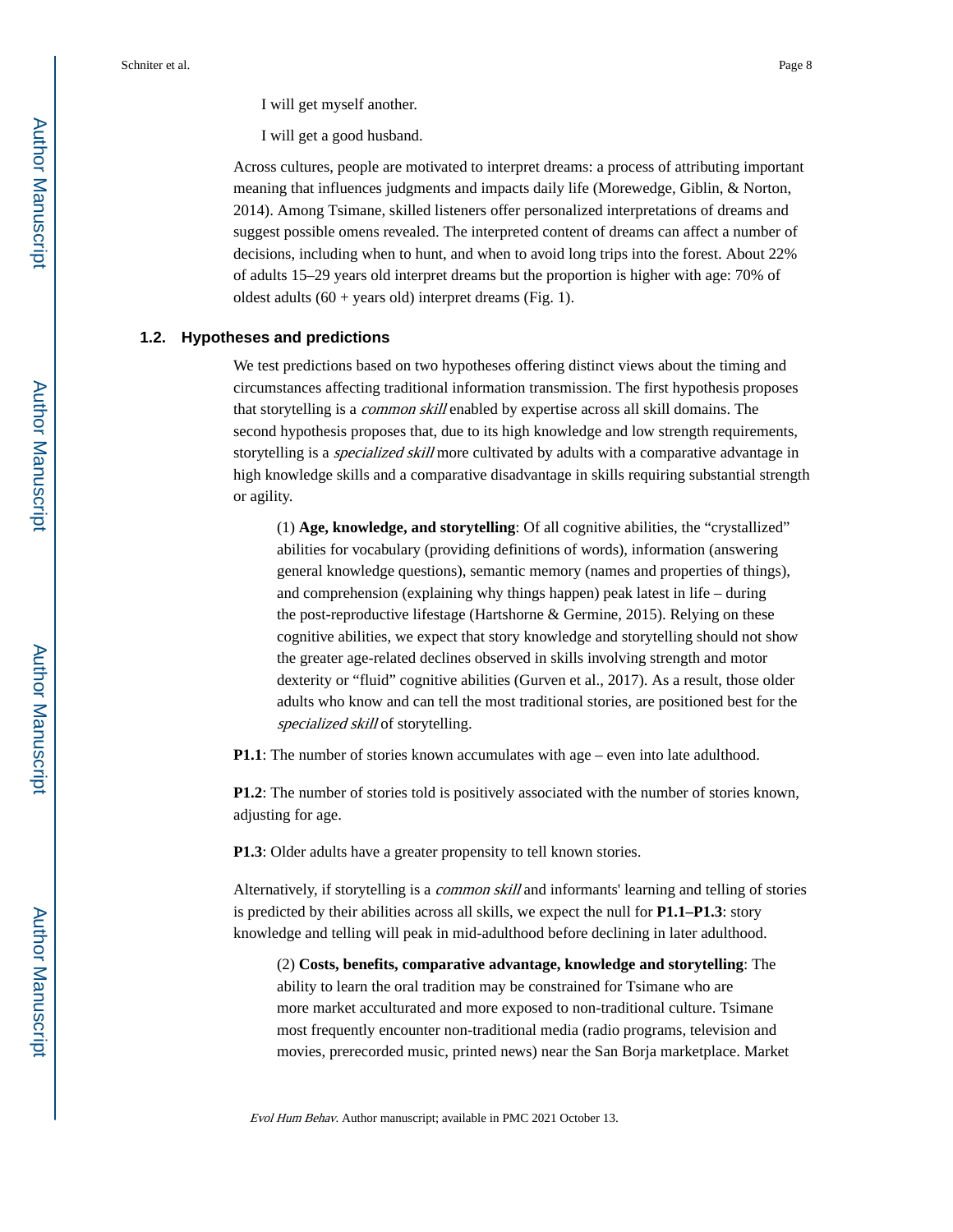I will get myself another.

I will get a good husband.

Across cultures, people are motivated to interpret dreams: a process of attributing important meaning that influences judgments and impacts daily life (Morewedge, Giblin, & Norton, 2014). Among Tsimane, skilled listeners offer personalized interpretations of dreams and suggest possible omens revealed. The interpreted content of dreams can affect a number of decisions, including when to hunt, and when to avoid long trips into the forest. About 22% of adults 15–29 years old interpret dreams but the proportion is higher with age: 70% of oldest adults (60 + years old) interpret dreams (Fig. 1).

### 1.2. Hypotheses and predictions

We test predictions based on two hypotheses offering distinct views about the timing and circumstances affecting traditional information transmission. The first hypothesis proposes that storytelling is a *common skill* enabled by expertise across all skill domains. The second hypothesis proposes that, due to its high knowledge and low strength requirements, storytelling is a *specialized skill* more cultivated by adults with a comparative advantage in high knowledge skills and a comparative disadvantage in skills requiring substantial strength or agility.

(1) **Age, knowledge, and storytelling**: Of all cognitive abilities, the "crystallized" abilities for vocabulary (providing definitions of words), information (answering general knowledge questions), semantic memory (names and properties of things), and comprehension (explaining why things happen) peak latest in life – during the post-reproductive lifestage (Hartshorne & Germine, 2015). Relying on these cognitive abilities, we expect that story knowledge and storytelling should not show the greater age-related declines observed in skills involving strength and motor dexterity or "fluid" cognitive abilities (Gurven et al., 2017). As a result, those older adults who know and can tell the most traditional stories, are positioned best for the *specialized skill* of storytelling.

**P1.1**: The number of stories known accumulates with age – even into late adulthood.

**P1.2**: The number of stories told is positively associated with the number of stories known, adjusting for age.

**P1.3**: Older adults have a greater propensity to tell known stories.

Alternatively, if storytelling is a *common skill* and informants' learning and telling of stories is predicted by their abilities across all skills, we expect the null for **P1.1–P1.3**: story knowledge and telling will peak in mid-adulthood before declining in later adulthood.

(2) **Costs, benefits, comparative advantage, knowledge and storytelling**: The ability to learn the oral tradition may be constrained for Tsimane who are more market acculturated and more exposed to non-traditional culture. Tsimane most frequently encounter non-traditional media (radio programs, television and movies, prerecorded music, printed news) near the San Borja marketplace. Market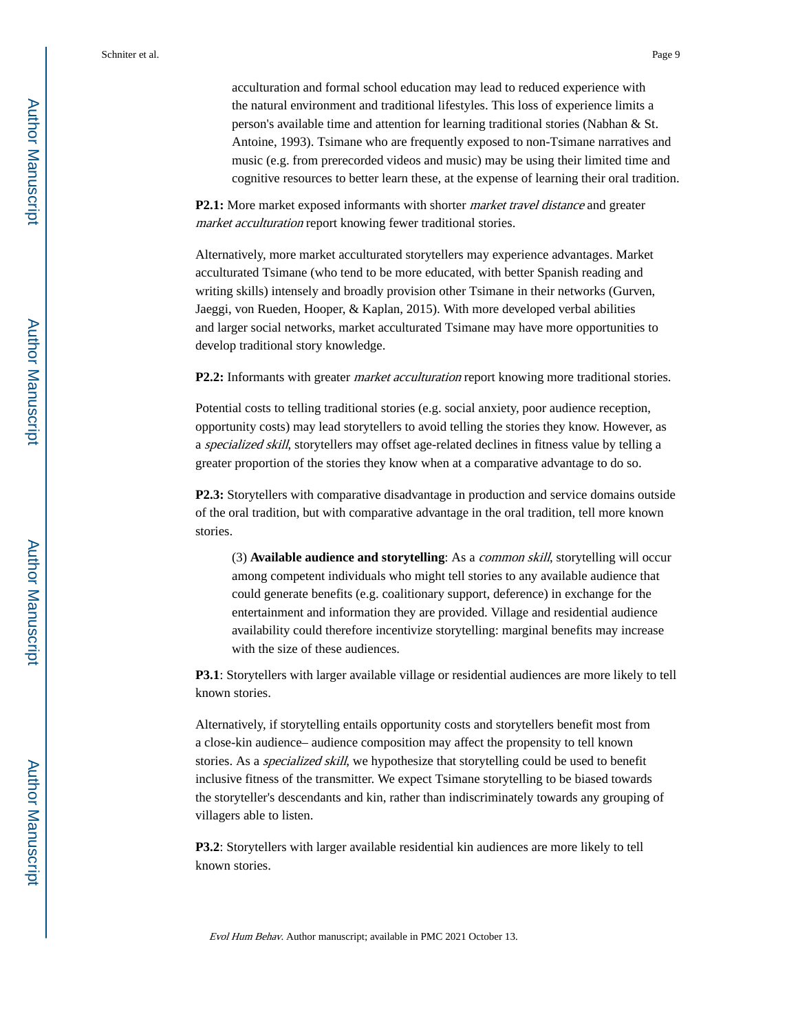acculturation and formal school education may lead to reduced experience with the natural environment and traditional lifestyles. This loss of experience limits a person's available time and attention for learning traditional stories (Nabhan & St. Antoine, 1993). Tsimane who are frequently exposed to non-Tsimane narratives and music (e.g. from prerecorded videos and music) may be using their limited time and cognitive resources to better learn these, at the expense of learning their oral tradition.

**P2.1:** More market exposed informants with shorter *market travel distance* and greater *market acculturation* report knowing fewer traditional stories.

Alternatively, more market acculturated storytellers may experience advantages. Market acculturated Tsimane (who tend to be more educated, with better Spanish reading and writing skills) intensely and broadly provision other Tsimane in their networks (Gurven, Jaeggi, von Rueden, Hooper, & Kaplan, 2015). With more developed verbal abilities and larger social networks, market acculturated Tsimane may have more opportunities to develop traditional story knowledge.

**P2.2:** Informants with greater *market acculturation* report knowing more traditional stories.

Potential costs to telling traditional stories (e.g. social anxiety, poor audience reception, opportunity costs) may lead storytellers to avoid telling the stories they know. However, as a *specialized skill*, storytellers may offset age-related declines in fitness value by telling a greater proportion of the stories they know when at a comparative advantage to do so.

**P2.3:** Storytellers with comparative disadvantage in production and service domains outside of the oral tradition, but with comparative advantage in the oral tradition, tell more known stories.

(3) **Available audience and storytelling**: As a *common skill*, storytelling will occur among competent individuals who might tell stories to any available audience that could generate benefits (e.g. coalitionary support, deference) in exchange for the entertainment and information they are provided. Village and residential audience availability could therefore incentivize storytelling: marginal benefits may increase with the size of these audiences.

**P3.1**: Storytellers with larger available village or residential audiences are more likely to tell known stories.

Alternatively, if storytelling entails opportunity costs and storytellers benefit most from a close-kin audience– audience composition may affect the propensity to tell known stories. As a *specialized skill*, we hypothesize that storytelling could be used to benefit inclusive fitness of the transmitter. We expect Tsimane storytelling to be biased towards the storyteller's descendants and kin, rather than indiscriminately towards any grouping of villagers able to listen.

**P3.2**: Storytellers with larger available residential kin audiences are more likely to tell known stories.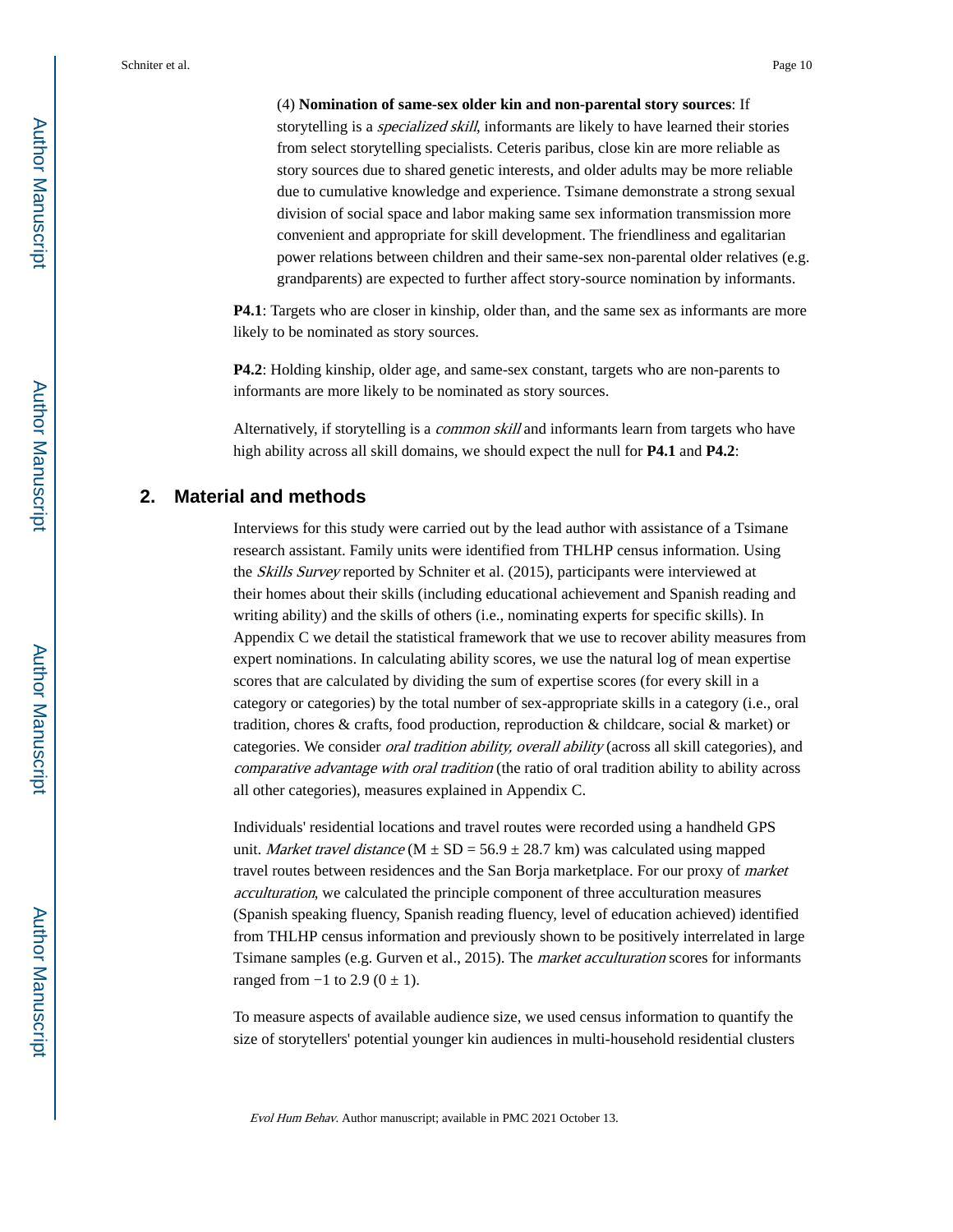(4) **Nomination of same-sex older kin and non-parental story sources**: If storytelling is a *specialized skill*, informants are likely to have learned their stories from select storytelling specialists. Ceteris paribus, close kin are more reliable as story sources due to shared genetic interests, and older adults may be more reliable due to cumulative knowledge and experience. Tsimane demonstrate a strong sexual division of social space and labor making same sex information transmission more convenient and appropriate for skill development. The friendliness and egalitarian power relations between children and their same-sex non-parental older relatives (e.g. grandparents) are expected to further affect story-source nomination by informants.

**P4.1**: Targets who are closer in kinship, older than, and the same sex as informants are more likely to be nominated as story sources.

**P4.2**: Holding kinship, older age, and same-sex constant, targets who are non-parents to informants are more likely to be nominated as story sources.

Alternatively, if storytelling is a *common skill* and informants learn from targets who have high ability across all skill domains, we should expect the null for **P4.1** and **P4.2**:

## 2. Material and methods

Interviews for this study were carried out by the lead author with assistance of a Tsimane research assistant. Family units were identified from THLHP census information. Using the *Skills Survey* reported by Schniter et al. (2015), participants were interviewed at their homes about their skills (including educational achievement and Spanish reading and writing ability) and the skills of others (i.e., nominating experts for specific skills). In Appendix C we detail the statistical framework that we use to recover ability measures from expert nominations. In calculating ability scores, we use the natural log of mean expertise scores that are calculated by dividing the sum of expertise scores (for every skill in a category or categories) by the total number of sex-appropriate skills in a category (i.e., oral tradition, chores & crafts, food production, reproduction & childcare, social & market) or categories. We consider *oral tradition ability, overall ability* (across all skill categories), and *comparative advantage with oral tradition* (the ratio of oral tradition ability to ability across all other categories), measures explained in Appendix C.

Individuals' residential locations and travel routes were recorded using a handheld GPS unit. *Market travel distance* (M ± SD = 56.9 ± 28.7 km) was calculated using mapped travel routes between residences and the San Borja marketplace. For our proxy of *market acculturation*, we calculated the principle component of three acculturation measures (Spanish speaking fluency, Spanish reading fluency, level of education achieved) identified from THLHP census information and previously shown to be positively interrelated in large Tsimane samples (e.g. Gurven et al., 2015). The *market acculturation* scores for informants ranged from −1 to 2.9 (0 ± 1).

To measure aspects of available audience size, we used census information to quantify the size of storytellers' potential younger kin audiences in multi-household residential clusters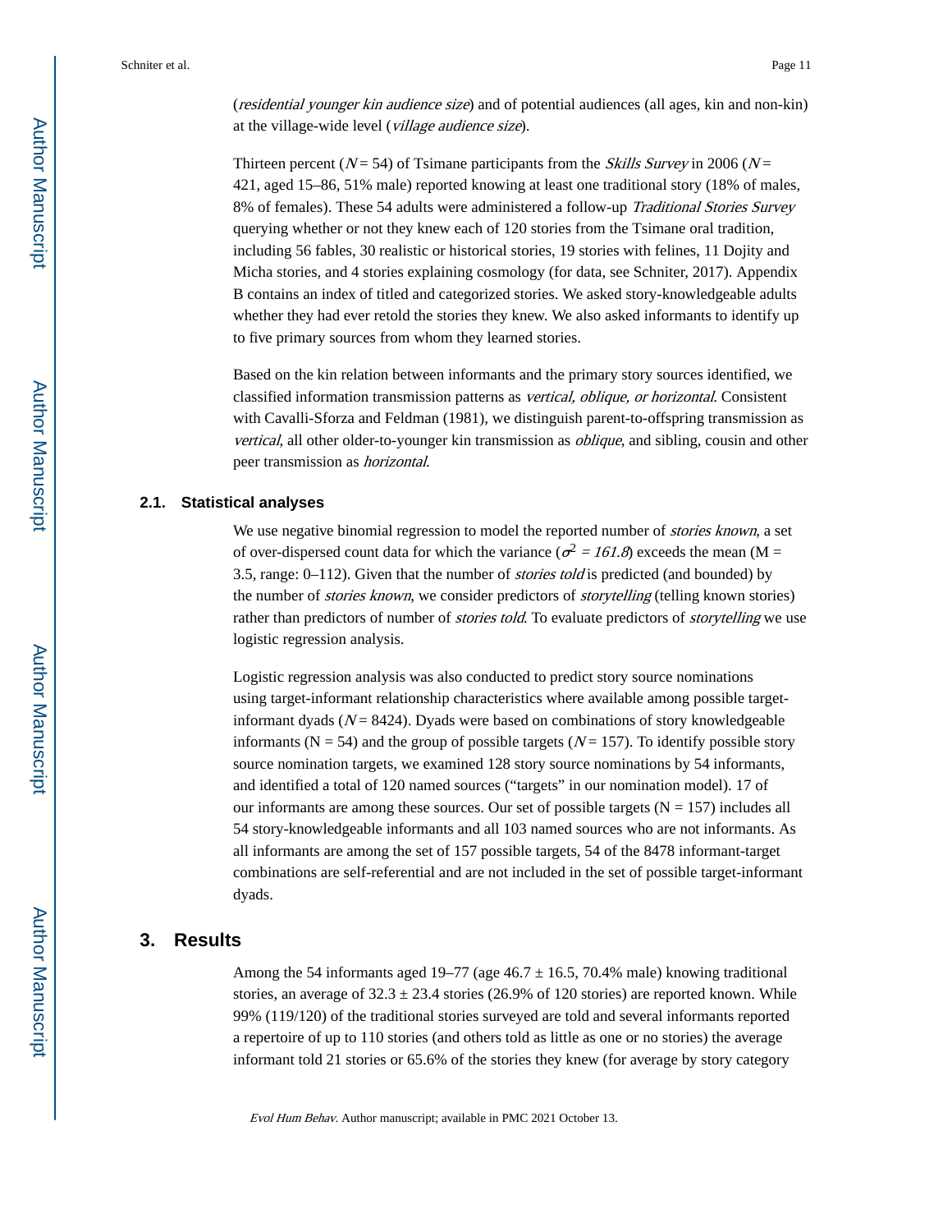(*residential younger kin audience size*) and of potential audiences (all ages, kin and non-kin) at the village-wide level (*village audience size*).

Thirteen percent ($N$ = 54) of Tsimane participants from the *Skills Survey* in 2006 ($N$ = 421, aged 15–86, 51% male) reported knowing at least one traditional story (18% of males, 8% of females). These 54 adults were administered a follow-up *Traditional Stories Survey* querying whether or not they knew each of 120 stories from the Tsimane oral tradition, including 56 fables, 30 realistic or historical stories, 19 stories with felines, 11 Dojity and Micha stories, and 4 stories explaining cosmology (for data, see Schniter, 2017). Appendix B contains an index of titled and categorized stories. We asked story-knowledgeable adults whether they had ever retold the stories they knew. We also asked informants to identify up to five primary sources from whom they learned stories.

Based on the kin relation between informants and the primary story sources identified, we classified information transmission patterns as *vertical, oblique, or horizontal*. Consistent with Cavalli-Sforza and Feldman (1981), we distinguish parent-to-offspring transmission as *vertical*, all other older-to-younger kin transmission as *oblique*, and sibling, cousin and other peer transmission as *horizontal*.

### 2.1. Statistical analyses

We use negative binomial regression to model the reported number of *stories known*, a set of over-dispersed count data for which the variance ($\sigma^2 = 161.8$) exceeds the mean (M = 3.5, range: 0–112). Given that the number of *stories told* is predicted (and bounded) by the number of *stories known*, we consider predictors of *storytelling* (telling known stories) rather than predictors of number of *stories told*. To evaluate predictors of *storytelling* we use logistic regression analysis.

Logistic regression analysis was also conducted to predict story source nominations using target-informant relationship characteristics where available among possible target-informant dyads ($N$ = 8424). Dyads were based on combinations of story knowledgeable informants (N = 54) and the group of possible targets ($N$ = 157). To identify possible story source nomination targets, we examined 128 story source nominations by 54 informants, and identified a total of 120 named sources ("targets" in our nomination model). 17 of our informants are among these sources. Our set of possible targets (N = 157) includes all 54 story-knowledgeable informants and all 103 named sources who are not informants. As all informants are among the set of 157 possible targets, 54 of the 8478 informant-target combinations are self-referential and are not included in the set of possible target-informant dyads.

## 3. Results

Among the 54 informants aged 19–77 (age 46.7 ± 16.5, 70.4% male) knowing traditional stories, an average of 32.3 ± 23.4 stories (26.9% of 120 stories) are reported known. While 99% (119/120) of the traditional stories surveyed are told and several informants reported a repertoire of up to 110 stories (and others told as little as one or no stories) the average informant told 21 stories or 65.6% of the stories they knew (for average by story category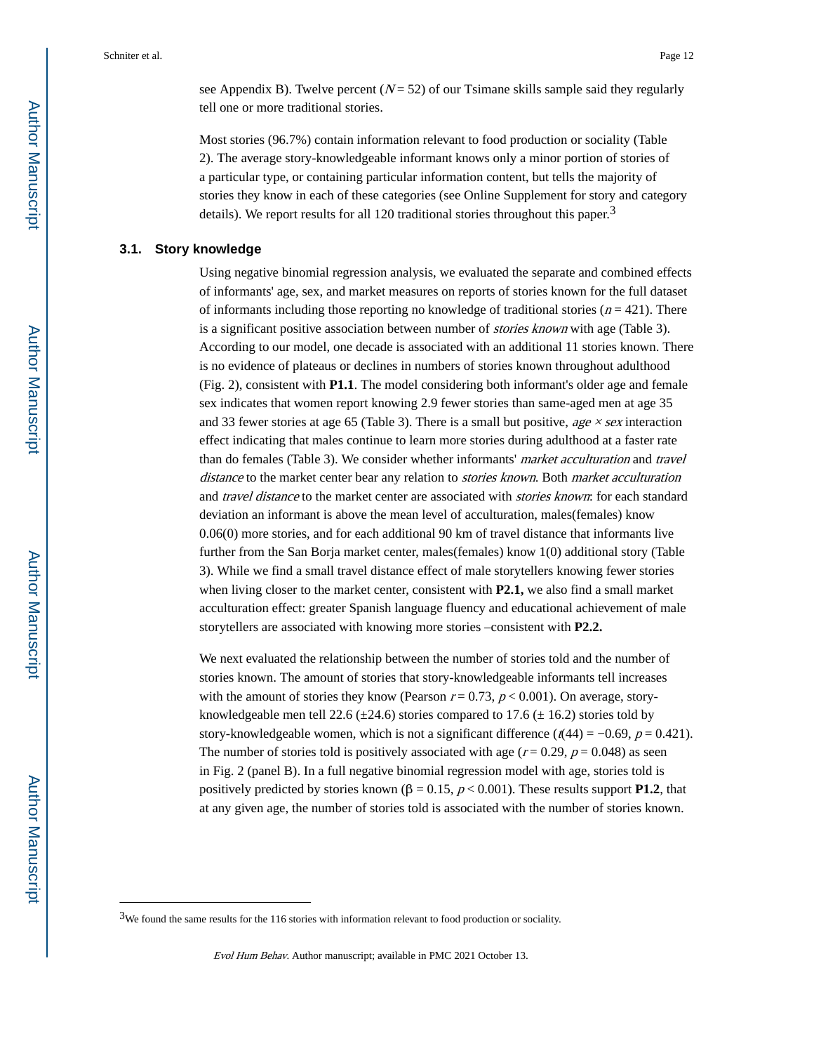see Appendix B). Twelve percent ($N = 52$) of our Tsimane skills sample said they regularly tell one or more traditional stories.

Most stories (96.7%) contain information relevant to food production or sociality (Table 2). The average story-knowledgeable informant knows only a minor portion of stories of a particular type, or containing particular information content, but tells the majority of stories they know in each of these categories (see Online Supplement for story and category details). We report results for all 120 traditional stories throughout this paper.[3]

### 3.1. Story knowledge

Using negative binomial regression analysis, we evaluated the separate and combined effects of informants' age, sex, and market measures on reports of stories known for the full dataset of informants including those reporting no knowledge of traditional stories ($n = 421$). There is a significant positive association between number of *stories known* with age (Table 3). According to our model, one decade is associated with an additional 11 stories known. There is no evidence of plateaus or declines in numbers of stories known throughout adulthood (Fig. 2), consistent with **P1.1**. The model considering both informant's older age and female sex indicates that women report knowing 2.9 fewer stories than same-aged men at age 35 and 33 fewer stories at age 65 (Table 3). There is a small but positive, *age × sex* interaction effect indicating that males continue to learn more stories during adulthood at a faster rate than do females (Table 3). We consider whether informants' *market acculturation* and *travel distance* to the market center bear any relation to *stories known*. Both *market acculturation* and *travel distance* to the market center are associated with *stories known*: for each standard deviation an informant is above the mean level of acculturation, males(females) know 0.06(0) more stories, and for each additional 90 km of travel distance that informants live further from the San Borja market center, males(females) know 1(0) additional story (Table 3). While we find a small travel distance effect of male storytellers knowing fewer stories when living closer to the market center, consistent with **P2.1,** we also find a small market acculturation effect: greater Spanish language fluency and educational achievement of male storytellers are associated with knowing more stories –consistent with **P2.2.**

We next evaluated the relationship between the number of stories told and the number of stories known. The amount of stories that story-knowledgeable informants tell increases with the amount of stories they know (Pearson $r = 0.73$, $p < 0.001$). On average, story-knowledgeable men tell 22.6 (±24.6) stories compared to 17.6 (± 16.2) stories told by story-knowledgeable women, which is not a significant difference ($t(44) = -0.69$, $p = 0.421$). The number of stories told is positively associated with age ($r = 0.29$, $p = 0.048$) as seen in Fig. 2 (panel B). In a full negative binomial regression model with age, stories told is positively predicted by stories known ($\beta = 0.15$, $p < 0.001$). These results support **P1.2**, that at any given age, the number of stories told is associated with the number of stories known.

---

[3] We found the same results for the 116 stories with information relevant to food production or sociality.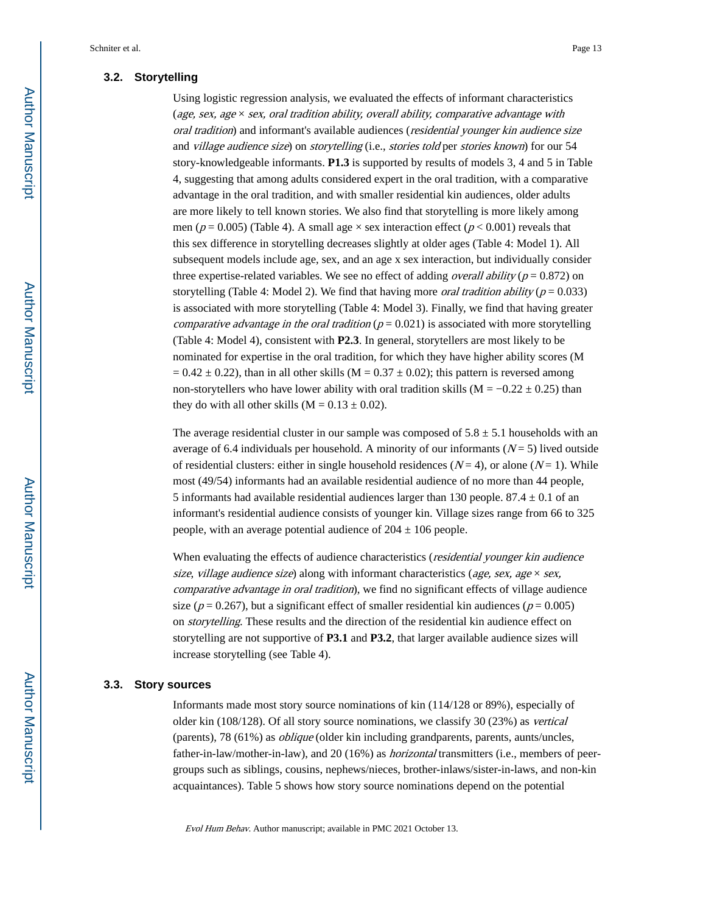### 3.2. Storytelling

Using logistic regression analysis, we evaluated the effects of informant characteristics (*age, sex, age* × *sex, oral tradition ability, overall ability, comparative advantage with oral tradition*) and informant's available audiences (*residential younger kin audience size* and *village audience size*) on *storytelling* (i.e., *stories told* per *stories known*) for our 54 story-knowledgeable informants. **P1.3** is supported by results of models 3, 4 and 5 in Table 4, suggesting that among adults considered expert in the oral tradition, with a comparative advantage in the oral tradition, and with smaller residential kin audiences, older adults are more likely to tell known stories. We also find that storytelling is more likely among men ($p = 0.005$) (Table 4). A small age × sex interaction effect ($p < 0.001$) reveals that this sex difference in storytelling decreases slightly at older ages (Table 4: Model 1). All subsequent models include age, sex, and an age x sex interaction, but individually consider three expertise-related variables. We see no effect of adding *overall ability* ($p = 0.872$) on storytelling (Table 4: Model 2). We find that having more *oral tradition ability* ($p = 0.033$) is associated with more storytelling (Table 4: Model 3). Finally, we find that having greater *comparative advantage in the oral tradition* ($p = 0.021$) is associated with more storytelling (Table 4: Model 4), consistent with **P2.3**. In general, storytellers are most likely to be nominated for expertise in the oral tradition, for which they have higher ability scores (M = 0.42 ± 0.22), than in all other skills (M = 0.37 ± 0.02); this pattern is reversed among non-storytellers who have lower ability with oral tradition skills (M = −0.22 ± 0.25) than they do with all other skills (M = 0.13 ± 0.02).

The average residential cluster in our sample was composed of 5.8 ± 5.1 households with an average of 6.4 individuals per household. A minority of our informants ($N = 5$) lived outside of residential clusters: either in single household residences ($N = 4$), or alone ($N = 1$). While most (49/54) informants had an available residential audience of no more than 44 people, 5 informants had available residential audiences larger than 130 people. 87.4 ± 0.1 of an informant's residential audience consists of younger kin. Village sizes range from 66 to 325 people, with an average potential audience of 204 ± 106 people.

When evaluating the effects of audience characteristics (*residential younger kin audience size*, *village audience size*) along with informant characteristics (*age, sex, age* × *sex, comparative advantage in oral tradition*), we find no significant effects of village audience size ($p = 0.267$), but a significant effect of smaller residential kin audiences ($p = 0.005$) on *storytelling*. These results and the direction of the residential kin audience effect on storytelling are not supportive of **P3.1** and **P3.2**, that larger available audience sizes will increase storytelling (see Table 4).

### 3.3. Story sources

Informants made most story source nominations of kin (114/128 or 89%), especially of older kin (108/128). Of all story source nominations, we classify 30 (23%) as *vertical* (parents), 78 (61%) as *oblique* (older kin including grandparents, parents, aunts/uncles, father-in-law/mother-in-law), and 20 (16%) as *horizontal* transmitters (i.e., members of peer-groups such as siblings, cousins, nephews/nieces, brother-inlaws/sister-in-laws, and non-kin acquaintances). Table 5 shows how story source nominations depend on the potential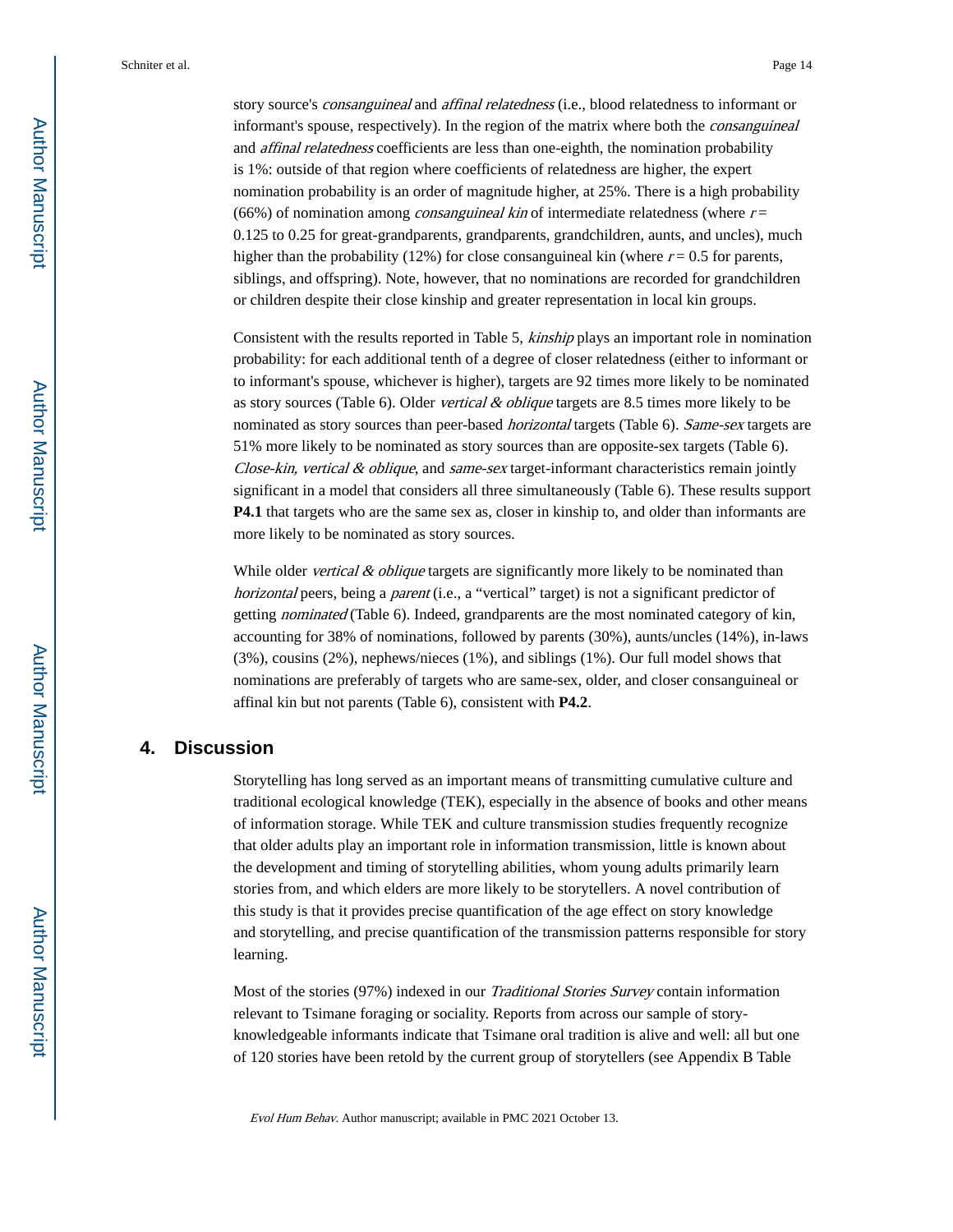story source's *consanguineal* and *affinal relatedness* (i.e., blood relatedness to informant or informant's spouse, respectively). In the region of the matrix where both the *consanguineal* and *affinal relatedness* coefficients are less than one-eighth, the nomination probability is 1%: outside of that region where coefficients of relatedness are higher, the expert nomination probability is an order of magnitude higher, at 25%. There is a high probability (66%) of nomination among *consanguineal kin* of intermediate relatedness (where $r$ = 0.125 to 0.25 for great-grandparents, grandparents, grandchildren, aunts, and uncles), much higher than the probability (12%) for close consanguineal kin (where $r$ = 0.5 for parents, siblings, and offspring). Note, however, that no nominations are recorded for grandchildren or children despite their close kinship and greater representation in local kin groups.

Consistent with the results reported in Table 5, *kinship* plays an important role in nomination probability: for each additional tenth of a degree of closer relatedness (either to informant or to informant's spouse, whichever is higher), targets are 92 times more likely to be nominated as story sources (Table 6). Older *vertical & oblique* targets are 8.5 times more likely to be nominated as story sources than peer-based *horizontal* targets (Table 6). *Same-sex* targets are 51% more likely to be nominated as story sources than are opposite-sex targets (Table 6). *Close-kin, vertical & oblique*, and *same-sex* target-informant characteristics remain jointly significant in a model that considers all three simultaneously (Table 6). These results support **P4.1** that targets who are the same sex as, closer in kinship to, and older than informants are more likely to be nominated as story sources.

While older *vertical & oblique* targets are significantly more likely to be nominated than *horizontal* peers, being a *parent* (i.e., a "vertical" target) is not a significant predictor of getting *nominated* (Table 6). Indeed, grandparents are the most nominated category of kin, accounting for 38% of nominations, followed by parents (30%), aunts/uncles (14%), in-laws (3%), cousins (2%), nephews/nieces (1%), and siblings (1%). Our full model shows that nominations are preferably of targets who are same-sex, older, and closer consanguineal or affinal kin but not parents (Table 6), consistent with **P4.2**.

## 4. Discussion

Storytelling has long served as an important means of transmitting cumulative culture and traditional ecological knowledge (TEK), especially in the absence of books and other means of information storage. While TEK and culture transmission studies frequently recognize that older adults play an important role in information transmission, little is known about the development and timing of storytelling abilities, whom young adults primarily learn stories from, and which elders are more likely to be storytellers. A novel contribution of this study is that it provides precise quantification of the age effect on story knowledge and storytelling, and precise quantification of the transmission patterns responsible for story learning.

Most of the stories (97%) indexed in our *Traditional Stories Survey* contain information relevant to Tsimane foraging or sociality. Reports from across our sample of story-knowledgeable informants indicate that Tsimane oral tradition is alive and well: all but one of 120 stories have been retold by the current group of storytellers (see Appendix B Table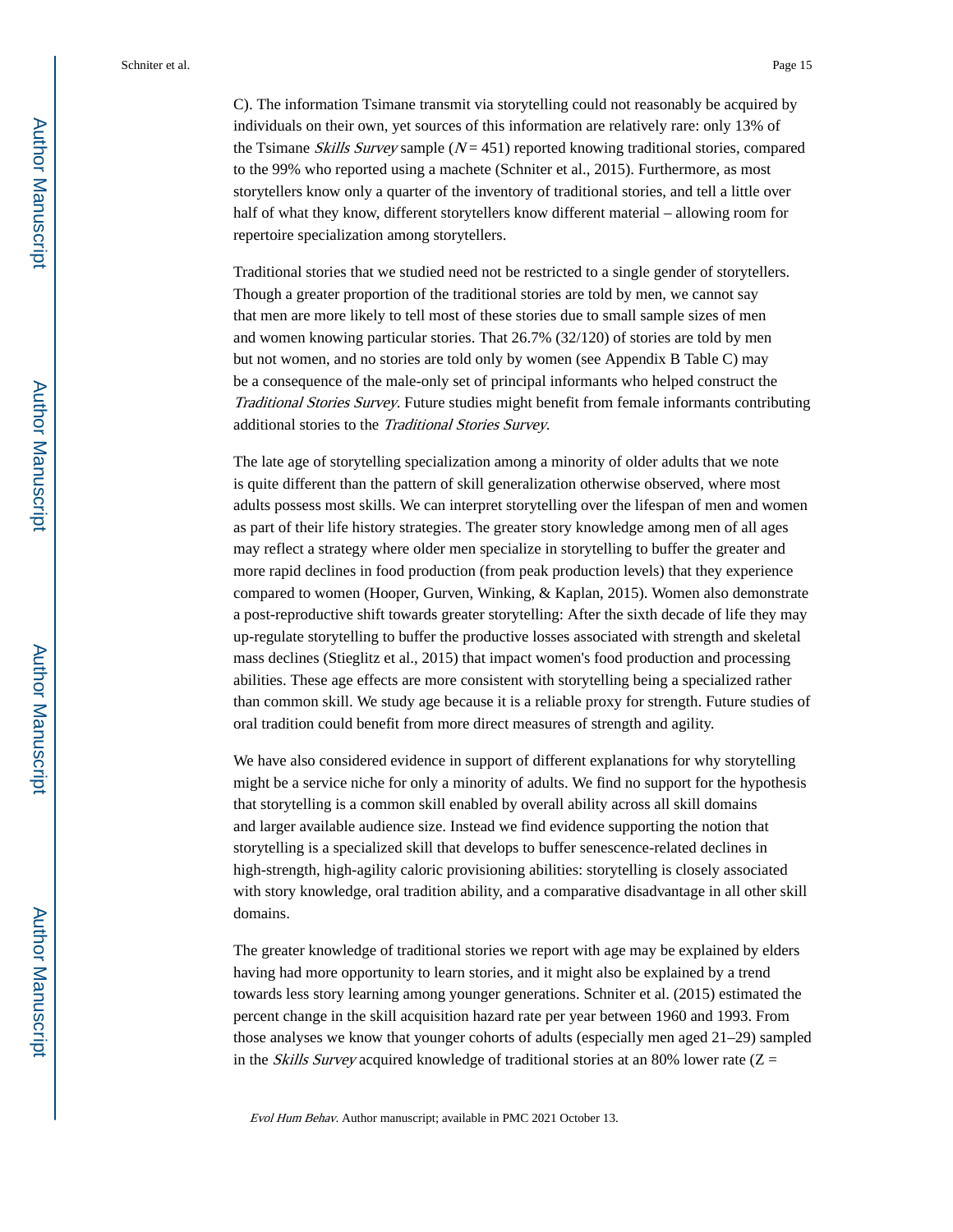C). The information Tsimane transmit via storytelling could not reasonably be acquired by individuals on their own, yet sources of this information are relatively rare: only 13% of the Tsimane *Skills Survey* sample ($N = 451$) reported knowing traditional stories, compared to the 99% who reported using a machete (Schniter et al., 2015). Furthermore, as most storytellers know only a quarter of the inventory of traditional stories, and tell a little over half of what they know, different storytellers know different material – allowing room for repertoire specialization among storytellers.

Traditional stories that we studied need not be restricted to a single gender of storytellers. Though a greater proportion of the traditional stories are told by men, we cannot say that men are more likely to tell most of these stories due to small sample sizes of men and women knowing particular stories. That 26.7% (32/120) of stories are told by men but not women, and no stories are told only by women (see Appendix B Table C) may be a consequence of the male-only set of principal informants who helped construct the *Traditional Stories Survey*. Future studies might benefit from female informants contributing additional stories to the *Traditional Stories Survey*.

The late age of storytelling specialization among a minority of older adults that we note is quite different than the pattern of skill generalization otherwise observed, where most adults possess most skills. We can interpret storytelling over the lifespan of men and women as part of their life history strategies. The greater story knowledge among men of all ages may reflect a strategy where older men specialize in storytelling to buffer the greater and more rapid declines in food production (from peak production levels) that they experience compared to women (Hooper, Gurven, Winking, & Kaplan, 2015). Women also demonstrate a post-reproductive shift towards greater storytelling: After the sixth decade of life they may up-regulate storytelling to buffer the productive losses associated with strength and skeletal mass declines (Stieglitz et al., 2015) that impact women's food production and processing abilities. These age effects are more consistent with storytelling being a specialized rather than common skill. We study age because it is a reliable proxy for strength. Future studies of oral tradition could benefit from more direct measures of strength and agility.

We have also considered evidence in support of different explanations for why storytelling might be a service niche for only a minority of adults. We find no support for the hypothesis that storytelling is a common skill enabled by overall ability across all skill domains and larger available audience size. Instead we find evidence supporting the notion that storytelling is a specialized skill that develops to buffer senescence-related declines in high-strength, high-agility caloric provisioning abilities: storytelling is closely associated with story knowledge, oral tradition ability, and a comparative disadvantage in all other skill domains.

The greater knowledge of traditional stories we report with age may be explained by elders having had more opportunity to learn stories, and it might also be explained by a trend towards less story learning among younger generations. Schniter et al. (2015) estimated the percent change in the skill acquisition hazard rate per year between 1960 and 1993. From those analyses we know that younger cohorts of adults (especially men aged 21–29) sampled in the *Skills Survey* acquired knowledge of traditional stories at an 80% lower rate (Z =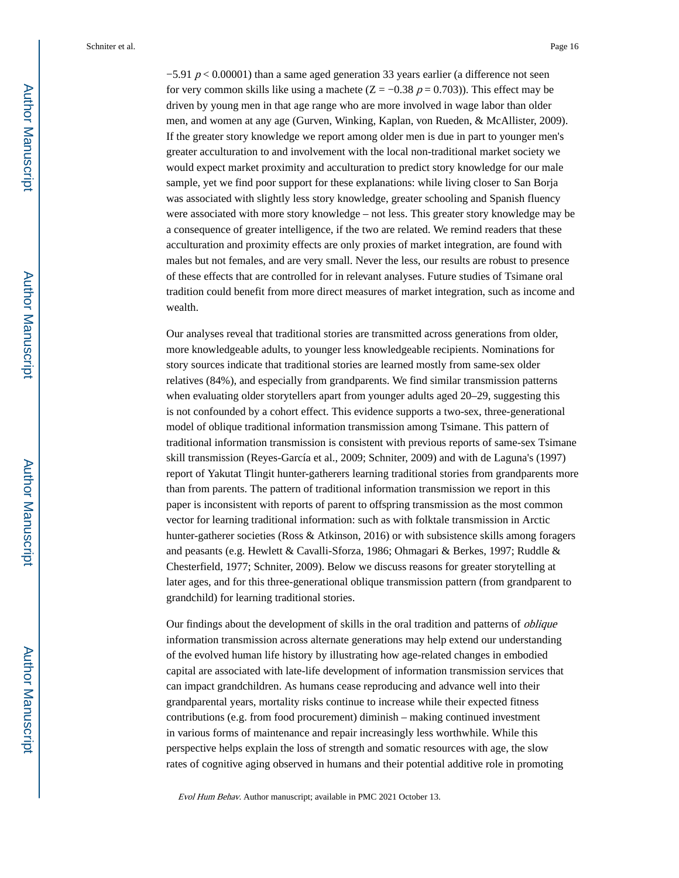$-5.91$ $p < 0.00001$) than a same aged generation 33 years earlier (a difference not seen for very common skills like using a machete ($Z = -0.38$ $p = 0.703$)). This effect may be driven by young men in that age range who are more involved in wage labor than older men, and women at any age (Gurven, Winking, Kaplan, von Rueden, & McAllister, 2009). If the greater story knowledge we report among older men is due in part to younger men's greater acculturation to and involvement with the local non-traditional market society we would expect market proximity and acculturation to predict story knowledge for our male sample, yet we find poor support for these explanations: while living closer to San Borja was associated with slightly less story knowledge, greater schooling and Spanish fluency were associated with more story knowledge – not less. This greater story knowledge may be a consequence of greater intelligence, if the two are related. We remind readers that these acculturation and proximity effects are only proxies of market integration, are found with males but not females, and are very small. Never the less, our results are robust to presence of these effects that are controlled for in relevant analyses. Future studies of Tsimane oral tradition could benefit from more direct measures of market integration, such as income and wealth.

Our analyses reveal that traditional stories are transmitted across generations from older, more knowledgeable adults, to younger less knowledgeable recipients. Nominations for story sources indicate that traditional stories are learned mostly from same-sex older relatives (84%), and especially from grandparents. We find similar transmission patterns when evaluating older storytellers apart from younger adults aged 20–29, suggesting this is not confounded by a cohort effect. This evidence supports a two-sex, three-generational model of oblique traditional information transmission among Tsimane. This pattern of traditional information transmission is consistent with previous reports of same-sex Tsimane skill transmission (Reyes-García et al., 2009; Schniter, 2009) and with de Laguna's (1997) report of Yakutat Tlingit hunter-gatherers learning traditional stories from grandparents more than from parents. The pattern of traditional information transmission we report in this paper is inconsistent with reports of parent to offspring transmission as the most common vector for learning traditional information: such as with folktale transmission in Arctic hunter-gatherer societies (Ross & Atkinson, 2016) or with subsistence skills among foragers and peasants (e.g. Hewlett & Cavalli-Sforza, 1986; Ohmagari & Berkes, 1997; Ruddle & Chesterfield, 1977; Schniter, 2009). Below we discuss reasons for greater storytelling at later ages, and for this three-generational oblique transmission pattern (from grandparent to grandchild) for learning traditional stories.

Our findings about the development of skills in the oral tradition and patterns of *oblique* information transmission across alternate generations may help extend our understanding of the evolved human life history by illustrating how age-related changes in embodied capital are associated with late-life development of information transmission services that can impact grandchildren. As humans cease reproducing and advance well into their grandparental years, mortality risks continue to increase while their expected fitness contributions (e.g. from food procurement) diminish – making continued investment in various forms of maintenance and repair increasingly less worthwhile. While this perspective helps explain the loss of strength and somatic resources with age, the slow rates of cognitive aging observed in humans and their potential additive role in promoting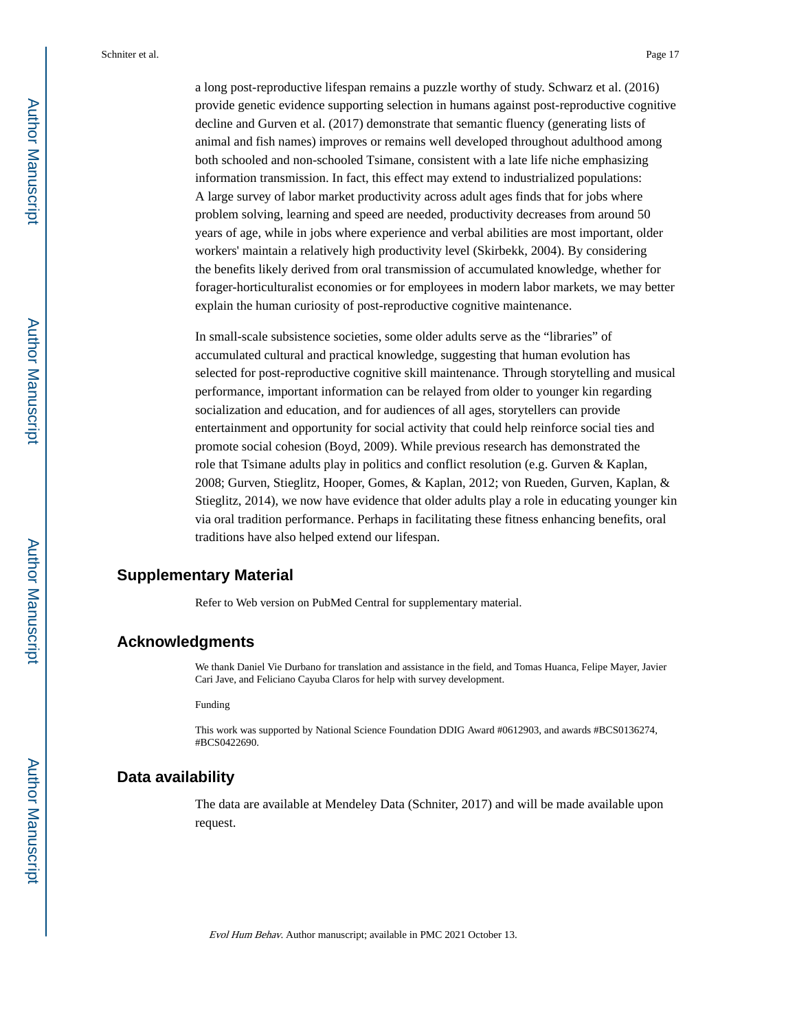a long post-reproductive lifespan remains a puzzle worthy of study. Schwarz et al. (2016) provide genetic evidence supporting selection in humans against post-reproductive cognitive decline and Gurven et al. (2017) demonstrate that semantic fluency (generating lists of animal and fish names) improves or remains well developed throughout adulthood among both schooled and non-schooled Tsimane, consistent with a late life niche emphasizing information transmission. In fact, this effect may extend to industrialized populations: A large survey of labor market productivity across adult ages finds that for jobs where problem solving, learning and speed are needed, productivity decreases from around 50 years of age, while in jobs where experience and verbal abilities are most important, older workers' maintain a relatively high productivity level (Skirbekk, 2004). By considering the benefits likely derived from oral transmission of accumulated knowledge, whether for forager-horticulturalist economies or for employees in modern labor markets, we may better explain the human curiosity of post-reproductive cognitive maintenance.

In small-scale subsistence societies, some older adults serve as the "libraries" of accumulated cultural and practical knowledge, suggesting that human evolution has selected for post-reproductive cognitive skill maintenance. Through storytelling and musical performance, important information can be relayed from older to younger kin regarding socialization and education, and for audiences of all ages, storytellers can provide entertainment and opportunity for social activity that could help reinforce social ties and promote social cohesion (Boyd, 2009). While previous research has demonstrated the role that Tsimane adults play in politics and conflict resolution (e.g. Gurven & Kaplan, 2008; Gurven, Stieglitz, Hooper, Gomes, & Kaplan, 2012; von Rueden, Gurven, Kaplan, & Stieglitz, 2014), we now have evidence that older adults play a role in educating younger kin via oral tradition performance. Perhaps in facilitating these fitness enhancing benefits, oral traditions have also helped extend our lifespan.

## Supplementary Material

Refer to Web version on PubMed Central for supplementary material.

## Acknowledgments

We thank Daniel Vie Durbano for translation and assistance in the field, and Tomas Huanca, Felipe Mayer, Javier Cari Jave, and Feliciano Cayuba Claros for help with survey development.

Funding

This work was supported by National Science Foundation DDIG Award #0612903, and awards #BCS0136274, #BCS0422690.

## Data availability

The data are available at Mendeley Data (Schniter, 2017) and will be made available upon request.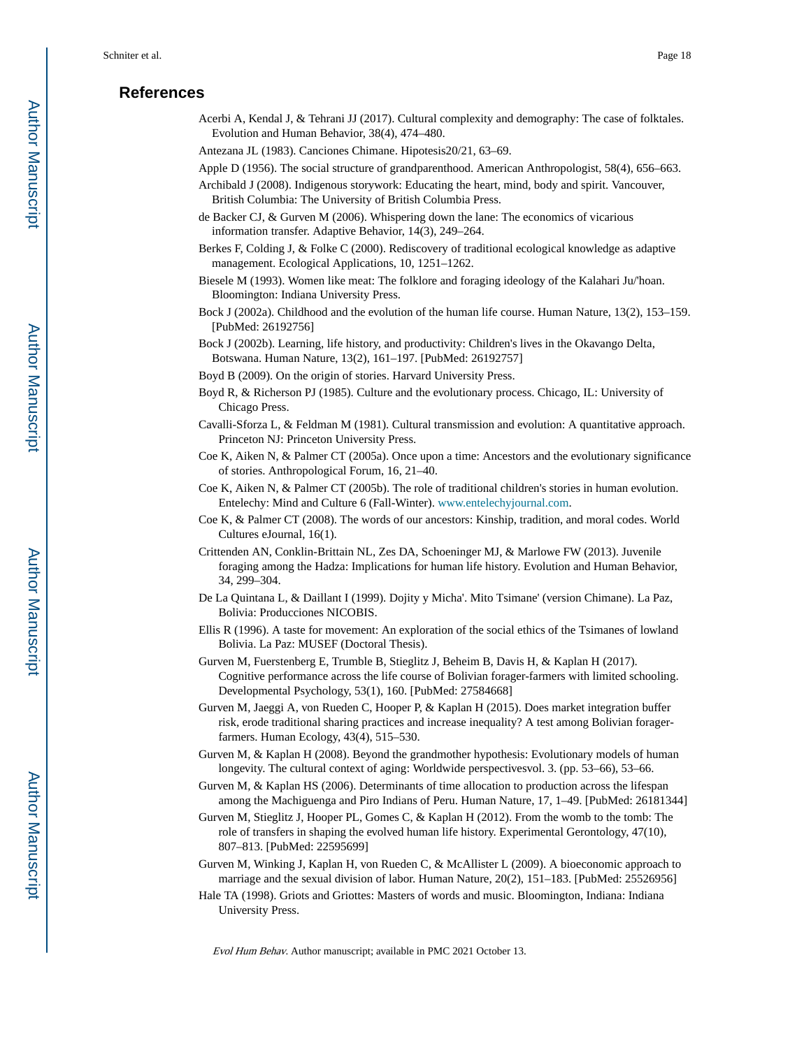## References

Acerbi A, Kendal J, & Tehrani JJ (2017). Cultural complexity and demography: The case of folktales. Evolution and Human Behavior, 38(4), 474–480.

Antezana JL (1983). Canciones Chimane. Hipotesis20/21, 63–69.

Apple D (1956). The social structure of grandparenthood. American Anthropologist, 58(4), 656–663.

Archibald J (2008). Indigenous storywork: Educating the heart, mind, body and spirit. Vancouver, British Columbia: The University of British Columbia Press.

de Backer CJ, & Gurven M (2006). Whispering down the lane: The economics of vicarious information transfer. Adaptive Behavior, 14(3), 249–264.

Berkes F, Colding J, & Folke C (2000). Rediscovery of traditional ecological knowledge as adaptive management. Ecological Applications, 10, 1251–1262.

Biesele M (1993). Women like meat: The folklore and foraging ideology of the Kalahari Ju/'hoan. Bloomington: Indiana University Press.

Bock J (2002a). Childhood and the evolution of the human life course. Human Nature, 13(2), 153–159. [PubMed: 26192756]

Bock J (2002b). Learning, life history, and productivity: Children's lives in the Okavango Delta, Botswana. Human Nature, 13(2), 161–197. [PubMed: 26192757]

Boyd B (2009). On the origin of stories. Harvard University Press.

Boyd R, & Richerson PJ (1985). Culture and the evolutionary process. Chicago, IL: University of Chicago Press.

Cavalli-Sforza L, & Feldman M (1981). Cultural transmission and evolution: A quantitative approach. Princeton NJ: Princeton University Press.

Coe K, Aiken N, & Palmer CT (2005a). Once upon a time: Ancestors and the evolutionary significance of stories. Anthropological Forum, 16, 21–40.

Coe K, Aiken N, & Palmer CT (2005b). The role of traditional children's stories in human evolution. Entelechy: Mind and Culture 6 (Fall-Winter). www.entelechyjournal.com.

Coe K, & Palmer CT (2008). The words of our ancestors: Kinship, tradition, and moral codes. World Cultures eJournal, 16(1).

Crittenden AN, Conklin-Brittain NL, Zes DA, Schoeninger MJ, & Marlowe FW (2013). Juvenile foraging among the Hadza: Implications for human life history. Evolution and Human Behavior, 34, 299–304.

De La Quintana L, & Daillant I (1999). Dojity y Micha'. Mito Tsimane' (version Chimane). La Paz, Bolivia: Producciones NICOBIS.

Ellis R (1996). A taste for movement: An exploration of the social ethics of the Tsimanes of lowland Bolivia. La Paz: MUSEF (Doctoral Thesis).

Gurven M, Fuerstenberg E, Trumble B, Stieglitz J, Beheim B, Davis H, & Kaplan H (2017). Cognitive performance across the life course of Bolivian forager-farmers with limited schooling. Developmental Psychology, 53(1), 160. [PubMed: 27584668]

Gurven M, Jaeggi A, von Rueden C, Hooper P, & Kaplan H (2015). Does market integration buffer risk, erode traditional sharing practices and increase inequality? A test among Bolivian forager-farmers. Human Ecology, 43(4), 515–530.

Gurven M, & Kaplan H (2008). Beyond the grandmother hypothesis: Evolutionary models of human longevity. The cultural context of aging: Worldwide perspectivesvol. 3. (pp. 53–66), 53–66.

Gurven M, & Kaplan HS (2006). Determinants of time allocation to production across the lifespan among the Machiguenga and Piro Indians of Peru. Human Nature, 17, 1–49. [PubMed: 26181344]

Gurven M, Stieglitz J, Hooper PL, Gomes C, & Kaplan H (2012). From the womb to the tomb: The role of transfers in shaping the evolved human life history. Experimental Gerontology, 47(10), 807–813. [PubMed: 22595699]

Gurven M, Winking J, Kaplan H, von Rueden C, & McAllister L (2009). A bioeconomic approach to marriage and the sexual division of labor. Human Nature, 20(2), 151–183. [PubMed: 25526956]

Hale TA (1998). Griots and Griottes: Masters of words and music. Bloomington, Indiana: Indiana University Press.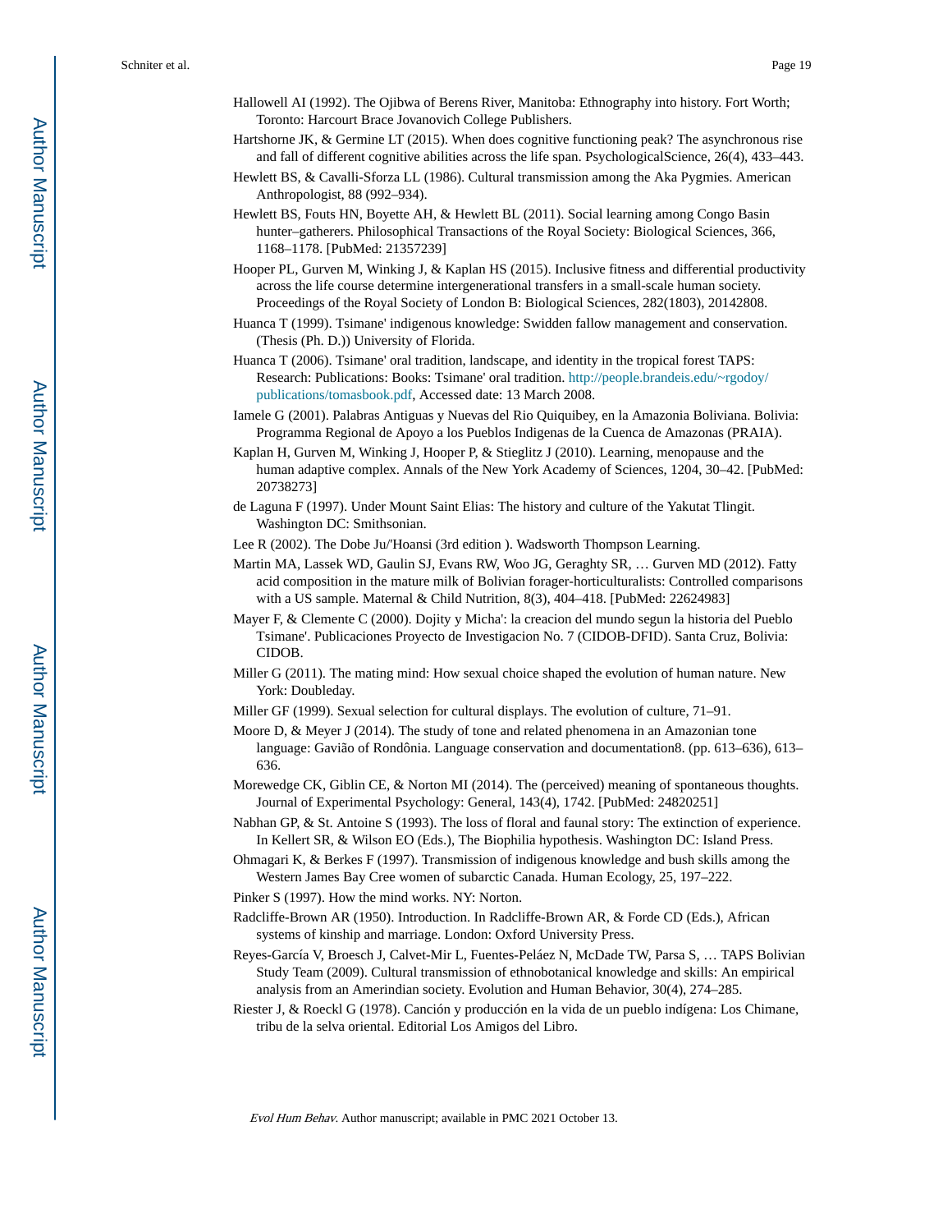Hallowell AI (1992). The Ojibwa of Berens River, Manitoba: Ethnography into history. Fort Worth; Toronto: Harcourt Brace Jovanovich College Publishers.

Hartshorne JK, & Germine LT (2015). When does cognitive functioning peak? The asynchronous rise and fall of different cognitive abilities across the life span. PsychologicalScience, 26(4), 433–443.

Hewlett BS, & Cavalli-Sforza LL (1986). Cultural transmission among the Aka Pygmies. American Anthropologist, 88 (992–934).

Hewlett BS, Fouts HN, Boyette AH, & Hewlett BL (2011). Social learning among Congo Basin hunter–gatherers. Philosophical Transactions of the Royal Society: Biological Sciences, 366, 1168–1178. [PubMed: 21357239]

Hooper PL, Gurven M, Winking J, & Kaplan HS (2015). Inclusive fitness and differential productivity across the life course determine intergenerational transfers in a small-scale human society. Proceedings of the Royal Society of London B: Biological Sciences, 282(1803), 20142808.

Huanca T (1999). Tsimane' indigenous knowledge: Swidden fallow management and conservation. (Thesis (Ph. D.)) University of Florida.

Huanca T (2006). Tsimane' oral tradition, landscape, and identity in the tropical forest TAPS: Research: Publications: Books: Tsimane' oral tradition. http://people.brandeis.edu/~rgodoy/publications/tomasbook.pdf, Accessed date: 13 March 2008.

Iamele G (2001). Palabras Antiguas y Nuevas del Rio Quiquibey, en la Amazonia Boliviana. Bolivia: Programma Regional de Apoyo a los Pueblos Indigenas de la Cuenca de Amazonas (PRAIA).

Kaplan H, Gurven M, Winking J, Hooper P, & Stieglitz J (2010). Learning, menopause and the human adaptive complex. Annals of the New York Academy of Sciences, 1204, 30–42. [PubMed: 20738273]

de Laguna F (1997). Under Mount Saint Elias: The history and culture of the Yakutat Tlingit. Washington DC: Smithsonian.

Lee R (2002). The Dobe Ju/'Hoansi (3rd edition ). Wadsworth Thompson Learning.

Martin MA, Lassek WD, Gaulin SJ, Evans RW, Woo JG, Geraghty SR, … Gurven MD (2012). Fatty acid composition in the mature milk of Bolivian forager-horticulturalists: Controlled comparisons with a US sample. Maternal & Child Nutrition, 8(3), 404–418. [PubMed: 22624983]

Mayer F, & Clemente C (2000). Dojity y Micha': la creacion del mundo segun la historia del Pueblo Tsimane'. Publicaciones Proyecto de Investigacion No. 7 (CIDOB-DFID). Santa Cruz, Bolivia: CIDOB.

Miller G (2011). The mating mind: How sexual choice shaped the evolution of human nature. New York: Doubleday.

Miller GF (1999). Sexual selection for cultural displays. The evolution of culture, 71–91.

Moore D, & Meyer J (2014). The study of tone and related phenomena in an Amazonian tone language: Gavião of Rondônia. Language conservation and documentation8. (pp. 613–636), 613–636.

Morewedge CK, Giblin CE, & Norton MI (2014). The (perceived) meaning of spontaneous thoughts. Journal of Experimental Psychology: General, 143(4), 1742. [PubMed: 24820251]

Nabhan GP, & St. Antoine S (1993). The loss of floral and faunal story: The extinction of experience. In Kellert SR, & Wilson EO (Eds.), The Biophilia hypothesis. Washington DC: Island Press.

Ohmagari K, & Berkes F (1997). Transmission of indigenous knowledge and bush skills among the Western James Bay Cree women of subarctic Canada. Human Ecology, 25, 197–222.

Pinker S (1997). How the mind works. NY: Norton.

Radcliffe-Brown AR (1950). Introduction. In Radcliffe-Brown AR, & Forde CD (Eds.), African systems of kinship and marriage. London: Oxford University Press.

Reyes-García V, Broesch J, Calvet-Mir L, Fuentes-Peláez N, McDade TW, Parsa S, … TAPS Bolivian Study Team (2009). Cultural transmission of ethnobotanical knowledge and skills: An empirical analysis from an Amerindian society. Evolution and Human Behavior, 30(4), 274–285.

Riester J, & Roeckl G (1978). Canción y producción en la vida de un pueblo indígena: Los Chimane, tribu de la selva oriental. Editorial Los Amigos del Libro.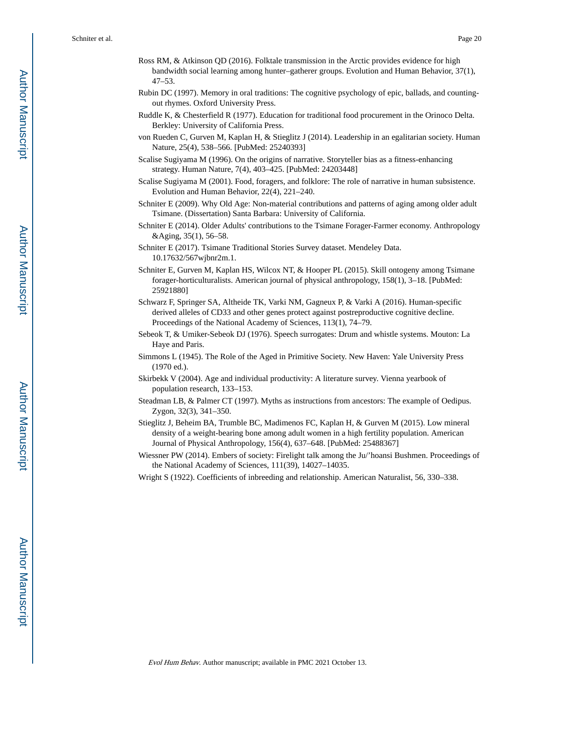Ross RM, & Atkinson QD (2016). Folktale transmission in the Arctic provides evidence for high bandwidth social learning among hunter–gatherer groups. Evolution and Human Behavior, 37(1), 47–53.

Rubin DC (1997). Memory in oral traditions: The cognitive psychology of epic, ballads, and counting-out rhymes. Oxford University Press.

Ruddle K, & Chesterfield R (1977). Education for traditional food procurement in the Orinoco Delta. Berkley: University of California Press.

von Rueden C, Gurven M, Kaplan H, & Stieglitz J (2014). Leadership in an egalitarian society. Human Nature, 25(4), 538–566. [PubMed: 25240393]

Scalise Sugiyama M (1996). On the origins of narrative. Storyteller bias as a fitness-enhancing strategy. Human Nature, 7(4), 403–425. [PubMed: 24203448]

Scalise Sugiyama M (2001). Food, foragers, and folklore: The role of narrative in human subsistence. Evolution and Human Behavior, 22(4), 221–240.

Schniter E (2009). Why Old Age: Non-material contributions and patterns of aging among older adult Tsimane. (Dissertation) Santa Barbara: University of California.

Schniter E (2014). Older Adults' contributions to the Tsimane Forager-Farmer economy. Anthropology &Aging, 35(1), 56–58.

Schniter E (2017). Tsimane Traditional Stories Survey dataset. Mendeley Data. 10.17632/567wjbnr2m.1.

Schniter E, Gurven M, Kaplan HS, Wilcox NT, & Hooper PL (2015). Skill ontogeny among Tsimane forager-horticulturalists. American journal of physical anthropology, 158(1), 3–18. [PubMed: 25921880]

Schwarz F, Springer SA, Altheide TK, Varki NM, Gagneux P, & Varki A (2016). Human-specific derived alleles of CD33 and other genes protect against postreproductive cognitive decline. Proceedings of the National Academy of Sciences, 113(1), 74–79.

Sebeok T, & Umiker-Sebeok DJ (1976). Speech surrogates: Drum and whistle systems. Mouton: La Haye and Paris.

Simmons L (1945). The Role of the Aged in Primitive Society. New Haven: Yale University Press (1970 ed.).

Skirbekk V (2004). Age and individual productivity: A literature survey. Vienna yearbook of population research, 133–153.

Steadman LB, & Palmer CT (1997). Myths as instructions from ancestors: The example of Oedipus. Zygon, 32(3), 341–350.

Stieglitz J, Beheim BA, Trumble BC, Madimenos FC, Kaplan H, & Gurven M (2015). Low mineral density of a weight-bearing bone among adult women in a high fertility population. American Journal of Physical Anthropology, 156(4), 637–648. [PubMed: 25488367]

Wiessner PW (2014). Embers of society: Firelight talk among the Ju/'hoansi Bushmen. Proceedings of the National Academy of Sciences, 111(39), 14027–14035.

Wright S (1922). Coefficients of inbreeding and relationship. American Naturalist, 56, 330–338.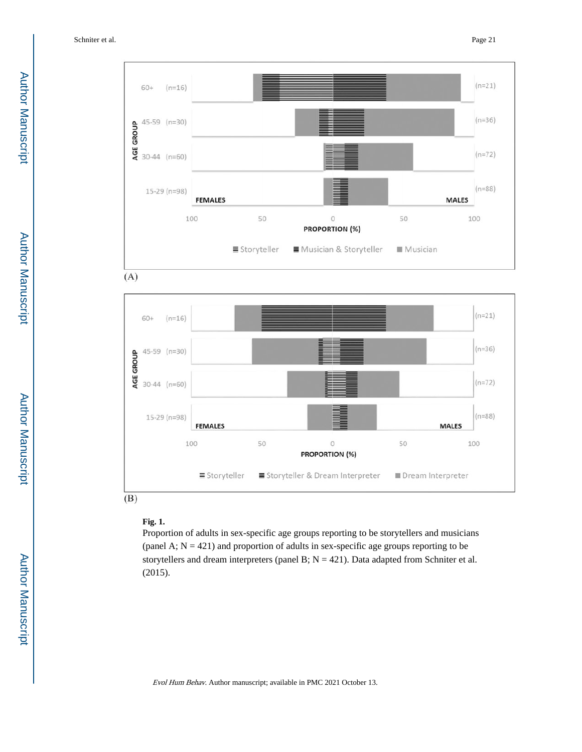**Fig. 1.**

Proportion of adults in sex-specific age groups reporting to be storytellers and musicians (panel A; N = 421) and proportion of adults in sex-specific age groups reporting to be storytellers and dream interpreters (panel B; N = 421). Data adapted from Schniter et al. (2015).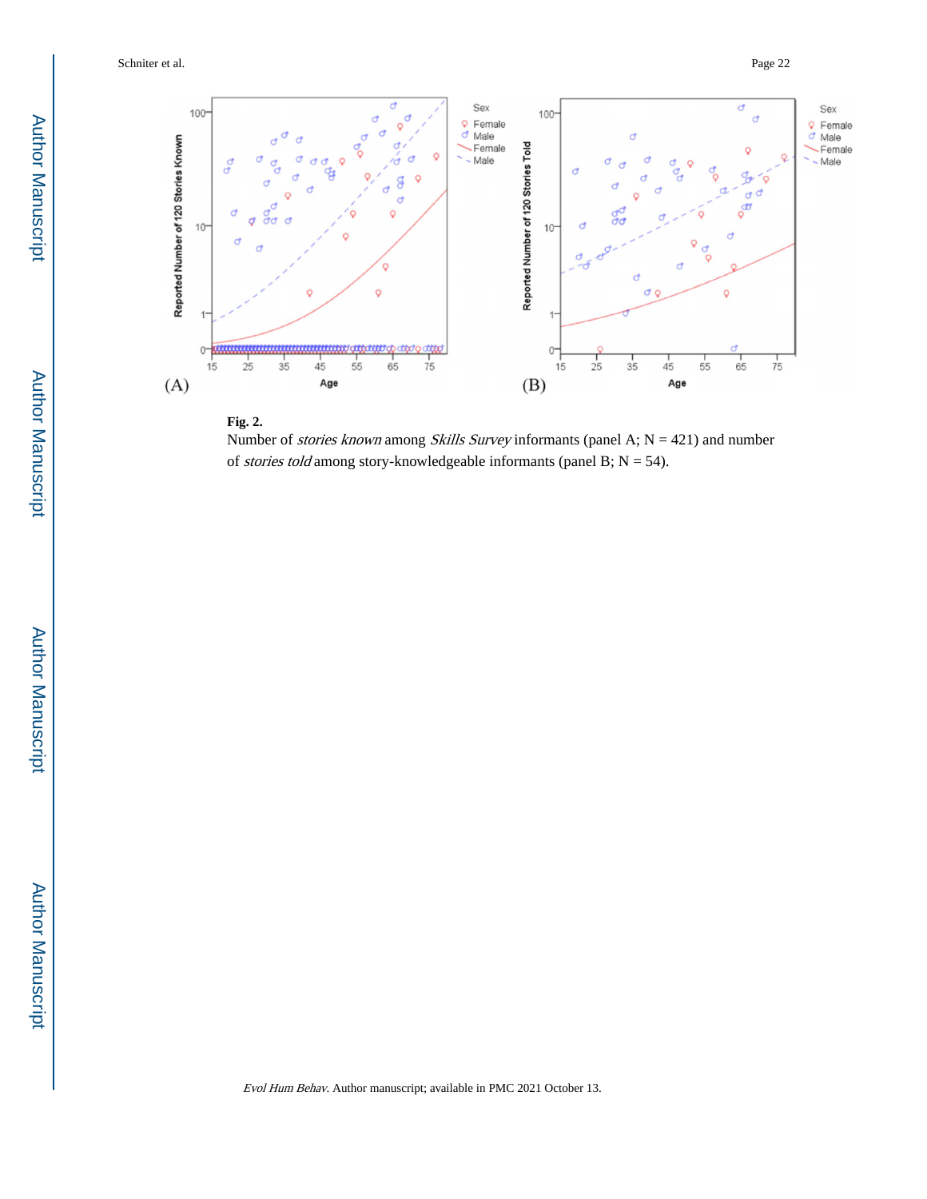**Fig. 2.**

Number of *stories known* among *Skills Survey* informants (panel A; N = 421) and number of *stories told* among story-knowledgeable informants (panel B; N = 54).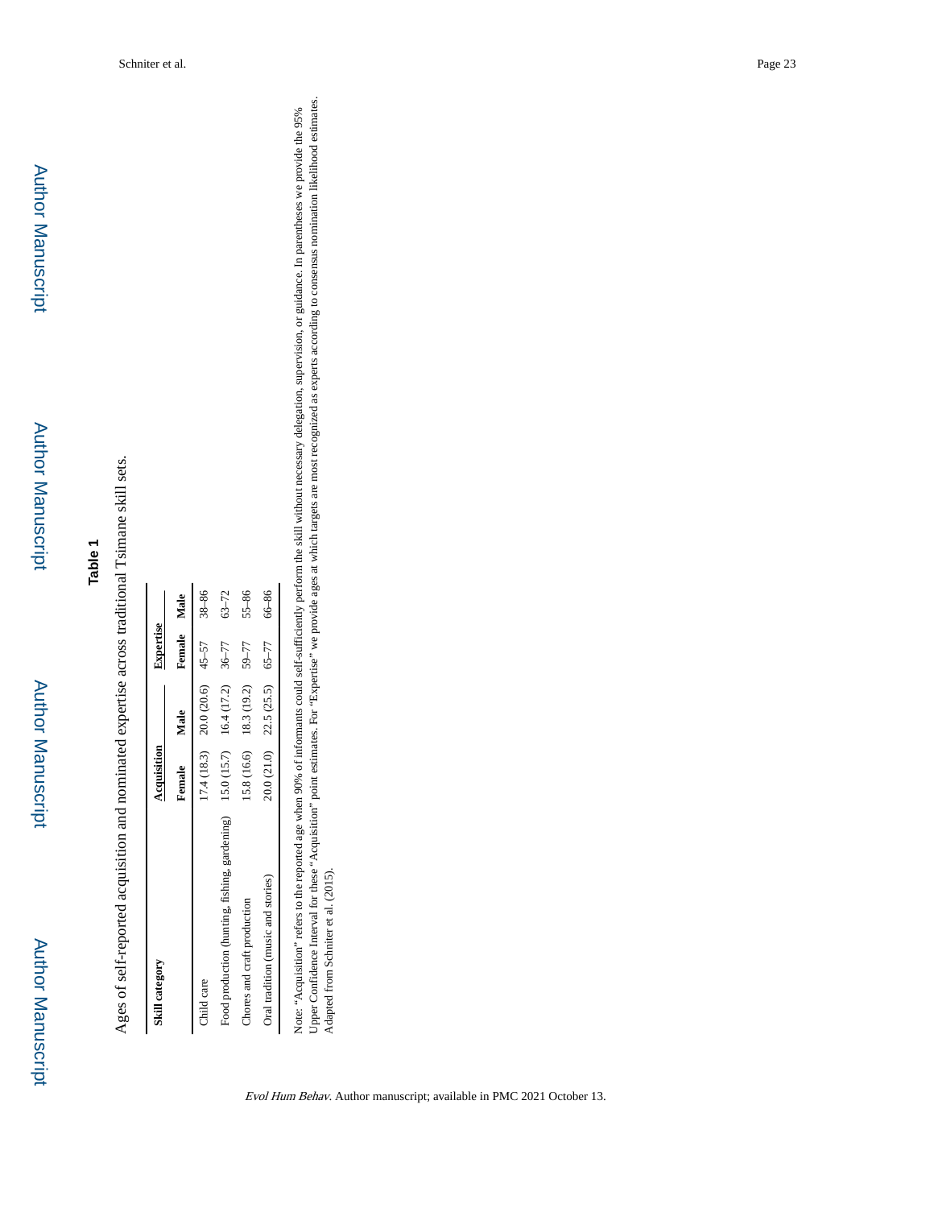## Table 1

Ages of self-reported acquisition and nominated expertise across traditional Tsimane skill sets.

| Skill category | Acquisition | | Expertise | |
|---|---|---|---|---|
| | Female | Male | Female | Male |
| Child care | 17.4 (18.3) | 20.0 (20.6) | 45–57 | 38–86 |
| Food production (hunting, fishing, gardening) | 15.0 (15.7) | 16.4 (17.2) | 36–77 | 63–72 |
| Chores and craft production | 15.8 (16.6) | 18.3 (19.2) | 59–77 | 55–86 |
| Oral tradition (music and stories) | 20.0 (21.0) | 22.5 (25.5) | 65–77 | 66–86 |

Note: "Acquisition" refers to the reported age when 90% of informants could self-sufficiently perform the skill without necessary delegation, supervision, or guidance. In parentheses we provide the 95% Upper Confidence Interval for these "Acquisition" point estimates. For "Expertise" we provide ages at which targets are most recognized as experts according to consensus nomination likelihood estimates. Adapted from Schniter et al. (2015).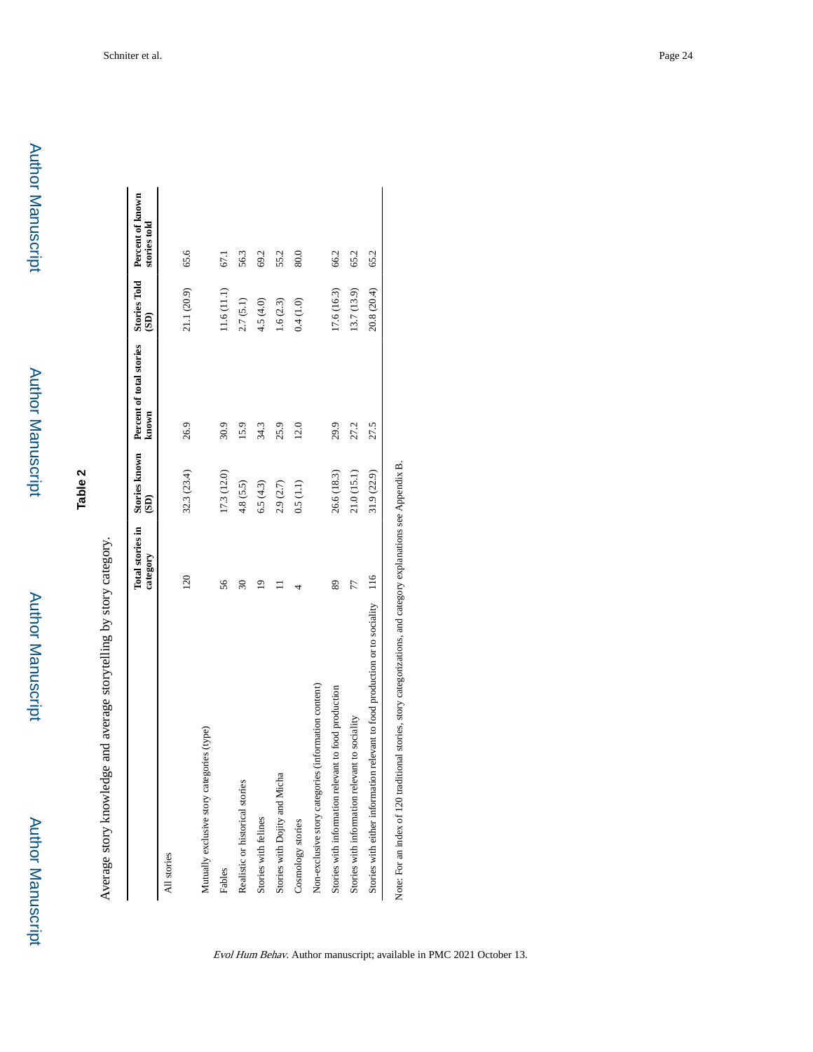## Table 2

Average story knowledge and average storytelling by story category.

| | Total stories in category | Stories known (SD) | Percent of total stories known | Stories Told (SD) | Percent of known stories told |
|---|---|---|---|---|---|
| All stories | 120 | 32.3 (23.4) | 26.9 | 21.1 (20.9) | 65.6 |
| Mutually exclusive story categories (type) | | | | | |
| Fables | 56 | 17.3 (12.0) | 30.9 | 11.6 (11.1) | 67.1 |
| Realistic or historical stories | 30 | 4.8 (5.5) | 15.9 | 2.7 (5.1) | 56.3 |
| Stories with felines | 19 | 6.5 (4.3) | 34.3 | 4.5 (4.0) | 69.2 |
| Stories with Dojity and Micha | 11 | 2.9 (2.7) | 25.9 | 1.6 (2.3) | 55.2 |
| Cosmology stories | 4 | 0.5 (1.1) | 12.0 | 0.4 (1.0) | 80.0 |
| Non-exclusive story categories (information content) | | | | | |
| Stories with information relevant to food production | 89 | 26.6 (18.3) | 29.9 | 17.6 (16.3) | 66.2 |
| Stories with information relevant to sociality | 77 | 21.0 (15.1) | 27.2 | 13.7 (13.9) | 65.2 |
| Stories with either information relevant to food production or to sociality | 116 | 31.9 (22.9) | 27.5 | 20.8 (20.4) | 65.2 |

Note: For an index of 120 traditional stories, story categorizations, and category explanations see Appendix B.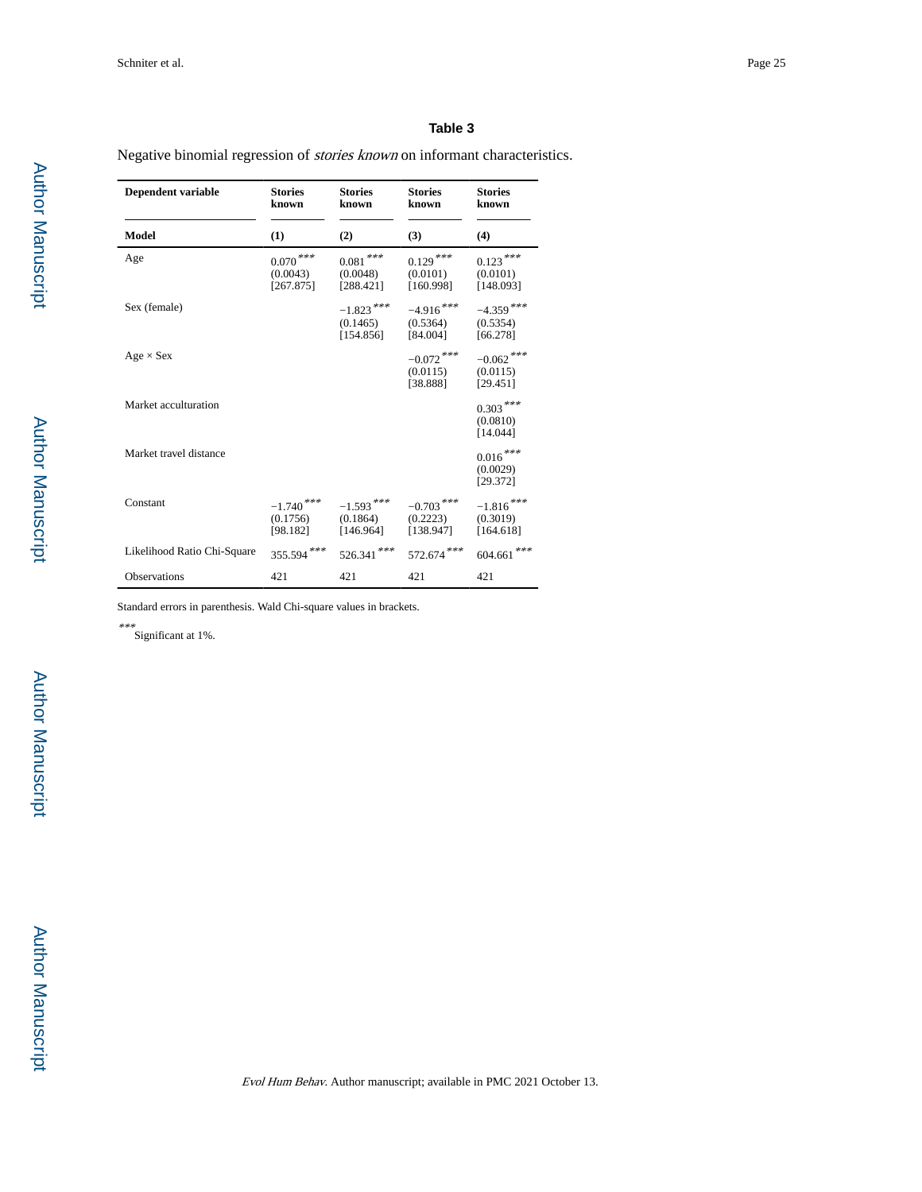## Table 3

Negative binomial regression of *stories known* on informant characteristics.

| Dependent variable | Stories known | Stories known | Stories known | Stories known |
|---|---|---|---|---|
| **Model** | **(1)** | **(2)** | **(3)** | **(4)** |
| Age | 0.070*** (0.0043) [267.875] | 0.081*** (0.0048) [288.421] | 0.129*** (0.0101) [160.998] | 0.123*** (0.0101) [148.093] |
| Sex (female) | | −1.823*** (0.1465) [154.856] | −4.916*** (0.5364) [84.004] | −4.359*** (0.5354) [66.278] |
| Age × Sex | | | −0.072*** (0.0115) [38.888] | −0.062*** (0.0115) [29.451] |
| Market acculturation | | | | 0.303*** (0.0810) [14.044] |
| Market travel distance | | | | 0.016*** (0.0029) [29.372] |
| Constant | −1.740*** (0.1756) [98.182] | −1.593*** (0.1864) [146.964] | −0.703*** (0.2223) [138.947] | −1.816*** (0.3019) [164.618] |
| Likelihood Ratio Chi-Square | 355.594*** | 526.341*** | 572.674*** | 604.661*** |
| Observations | 421 | 421 | 421 | 421 |

Standard errors in parenthesis. Wald Chi-square values in brackets.

*** Significant at 1%.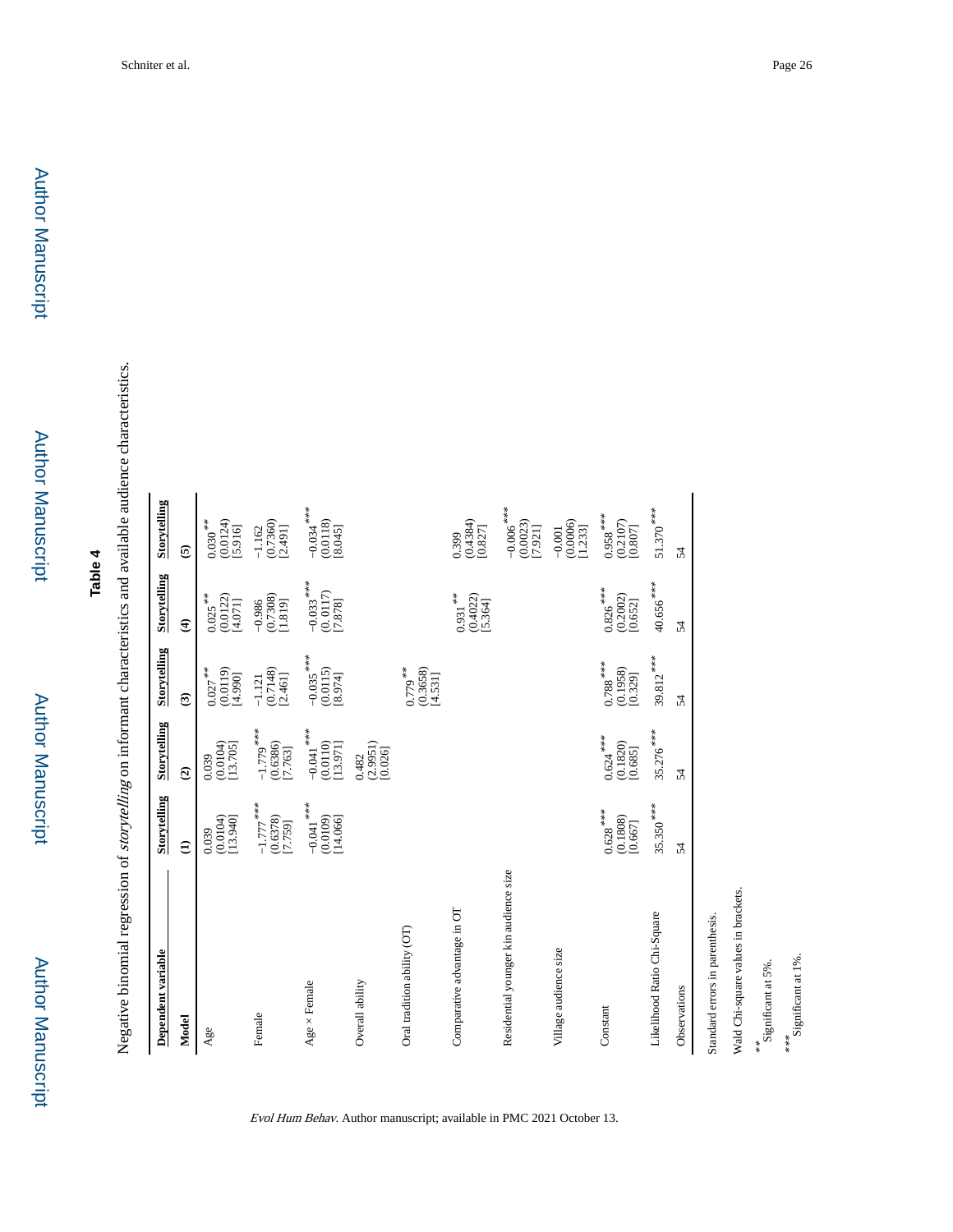# Table 4

Negative binomial regression of *storytelling* on informant characteristics and available audience characteristics.

| Dependent variable | Storytelling | Storytelling | Storytelling | Storytelling | Storytelling |
|---|---|---|---|---|---|
| Model | (1) | (2) | (3) | (4) | (5) |
| Age | 0.039 (0.0104) [13.940] | 0.039 (0.0104) [13.705] | 0.027** (0.0119) [4.990] | 0.025** (0.0122) [4.071] | 0.030** (0.0124) [5.916] |
| Female | −1.777*** (0.6378) [7.759] | −1.779*** (0.6386) [7.763] | −1.121 (0.7148) [2.461] | −0.986 (0.7308) [1.819] | −1.162 (0.7360) [2.491] |
| Age × Female | −0.041*** (0.0109) [14.066] | −0.041*** (0.0110) [13.971] | −0.035*** (0.0115) [8.974] | −0.033*** (0.0117) [7.878] | −0.034*** (0.0118) [8.045] |
| Overall ability | | 0.482 (2.9951) [0.026] | | | |
| Oral tradition ability (OT) | | | 0.779** (0.3658) [4.531] | | |
| Comparative advantage in OT | | | | 0.931** (0.4022) [5.364] | 0.399 (0.4384) [0.827] |
| Residential younger kin audience size | | | | | −0.006*** (0.0023) [7.921] |
| Village audience size | | | | | −0.001 (0.0006) [1.233] |
| Constant | 0.628*** (0.1808) [0.667] | 0.624*** (0.1820) [0.685] | 0.788*** (0.1958) [0.329] | 0.826*** (0.2002) [0.652] | 0.958*** (0.2107) [0.807] |
| Likelihood Ratio Chi-Square | 35.350*** | 35.276*** | 39.812*** | 40.656*** | 51.370*** |
| Observations | 54 | 54 | 54 | 54 | 54 |

Standard errors in parenthesis.

Wald Chi-square values in brackets.

** Significant at 5%.

*** Significant at 1%.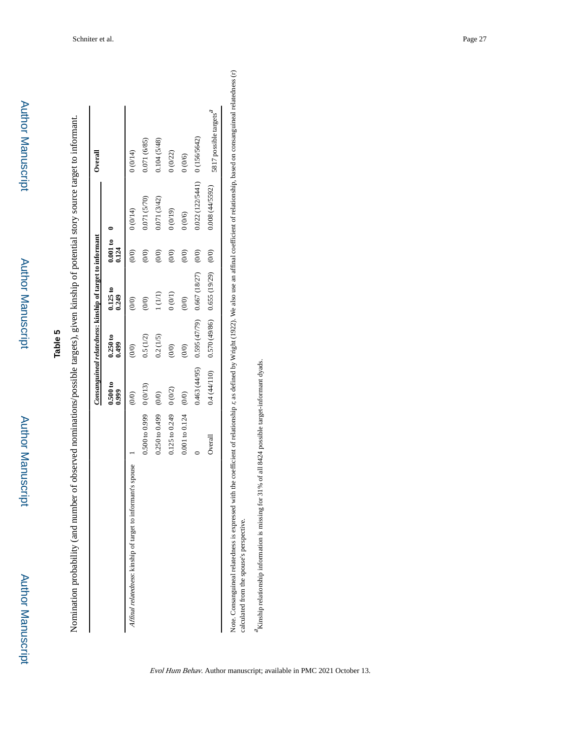## Table 5

Nomination probability (and number of observed nominations/possible targets), given kinship of potential story source target to informant.

| | | *Consanguineal relatedness*: kinship of target to informant | | | | | Overall |
|---|---|---|---|---|---|---|---|
| | | 0.500 to 0.999 | 0.250 to 0.499 | 0.125 to 0.249 | 0.001 to 0.124 | 0 | |
| *Affinal relatedness*: kinship of target to informant's spouse | 1 | (0/0) | (0/0) | (0/0) | (0/0) | 0 (0/14) | 0 (0/14) |
| | 0.500 to 0.999 | 0 (0/13) | 0.5 (1/2) | (0/0) | (0/0) | 0.071 (5/70) | 0.071 (6/85) |
| | 0.250 to 0.499 | (0/0) | 0.2 (1/5) | 1 (1/1) | (0/0) | 0.071 (3/42) | 0.104 (5/48) |
| | 0.125 to 0.249 | 0 (0/2) | (0/0) | 0 (0/1) | (0/0) | 0 (0/19) | 0 (0/22) |
| | 0.001 to 0.124 | (0/0) | (0/0) | (0/0) | (0/0) | 0 (0/6) | 0 (0/6) |
| | 0 | 0.463 (44/95) | 0.595 (47/79) | 0.667 (18/27) | (0/0) | 0.022 (122/5441) | 0 (156/5642) |
| | Overall | 0.4 (44/110) | 0.570 (49/86) | 0.655 (19/29) | (0/0) | 0.008 (44/5592) | 5817 possible targets[a] |

Note. Consanguineal relatedness is expressed with the coefficient of relationship *r*, as defined by Wright (1922). We also use an affinal coefficient of relationship, based on consanguineal relatedness (r) calculated from the spouse's perspective.

[a]Kinship relationship information is missing for 31% of all 8424 possible target-informant dyads.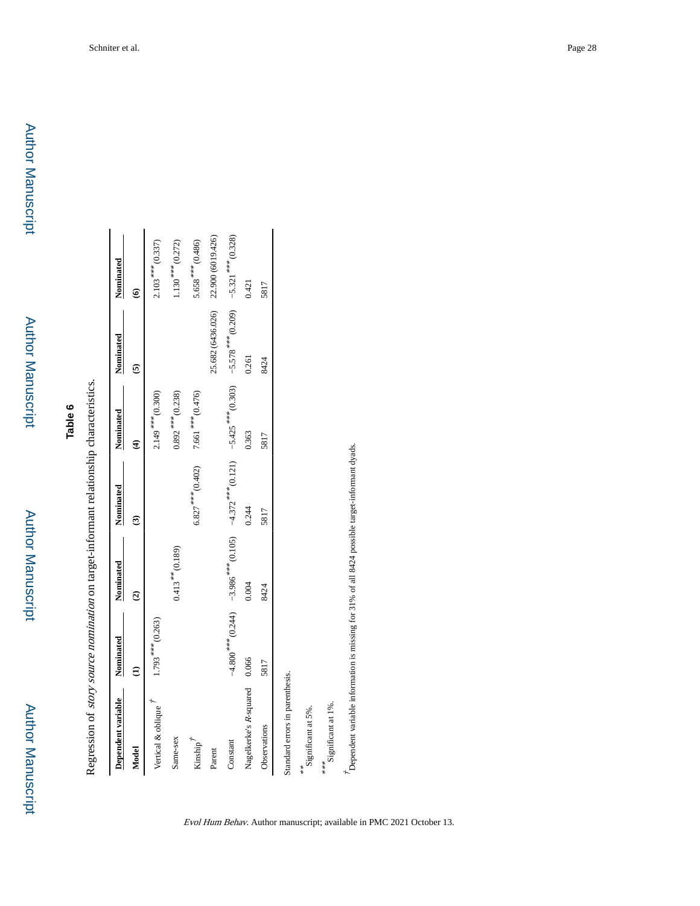## Table 6

Regression of *story source nomination* on target-informant relationship characteristics.

| Dependent variable | Nominated | Nominated | Nominated | Nominated | Nominated | Nominated |
|---|---|---|---|---|---|---|
| Model | (1) | (2) | (3) | (4) | (5) | (6) |
| Vertical & oblique[†] | 1.793[***] (0.263) | | | 2.149[***] (0.300) | | 2.103[***] (0.337) |
| Same-sex | | 0.413[**] (0.189) | | 0.892[***] (0.238) | | 1.130[***] (0.272) |
| Kinship[†] | | | 6.827[***] (0.402) | 7.661[***] (0.476) | | 5.658[***] (0.486) |
| Parent | | | | | 25.682 (6436.026) | 22.900 (6019.426) |
| Constant | −4.800[***] (0.244) | −3.986[***] (0.105) | −4.372[***] (0.121) | −5.425[***] (0.303) | −5.578[***] (0.209) | −5.321[***] (0.328) |
| Nagelkerke's *R*-squared | 0.066 | 0.004 | 0.244 | 0.363 | 0.261 | 0.421 |
| Observations | 5817 | 8424 | 5817 | 5817 | 8424 | 5817 |

Standard errors in parenthesis.

[**] Significant at 5%.

[***] Significant at 1%.

[†] Dependent variable information is missing for 31% of all 8424 possible target-informant dyads.